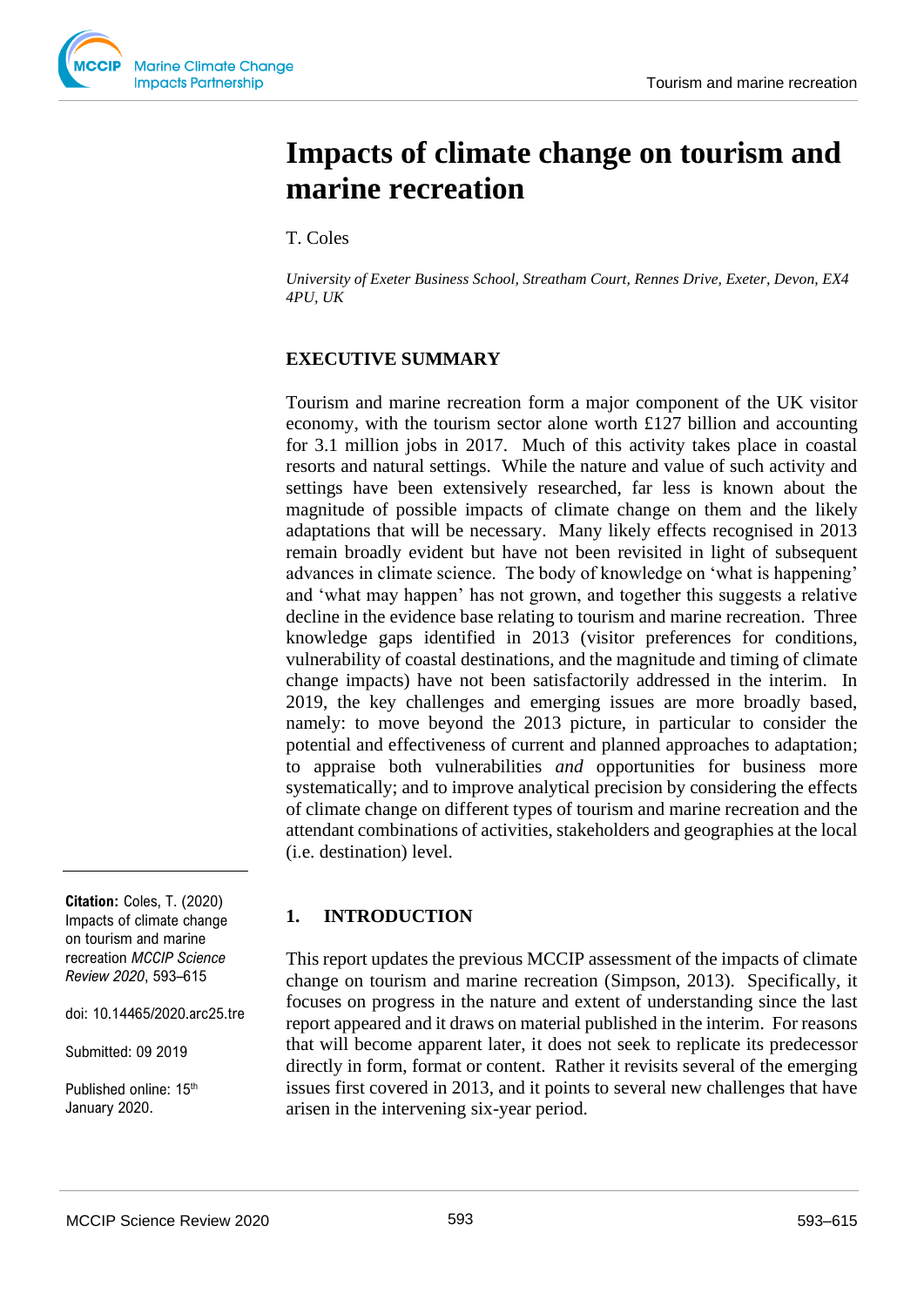# Impacts of climate change on tourism and marine recreation

T. Coles

*University of Exeter Business School, Streatham Court, Rennes Drive, Exeter, Devon, EX4 4PU, UK*

## EXECUTIVE SUMMARY

Tourism and marine recreation form a major component of the UK visitor economy, with the tourism sector alone worth £127 billion and accounting for 3.1 million jobs in 2017. Much of this activity takes place in coastal resorts and natural settings. While the nature and value of such activity and settings have been extensively researched, far less is known about the magnitude of possible impacts of climate change on them and the likely adaptations that will be necessary. Many likely effects recognised in 2013 remain broadly evident but have not been revisited in light of subsequent advances in climate science. The body of knowledge on 'what is happening' and 'what may happen' has not grown, and together this suggests a relative decline in the evidence base relating to tourism and marine recreation. Three knowledge gaps identified in 2013 (visitor preferences for conditions, vulnerability of coastal destinations, and the magnitude and timing of climate change impacts) have not been satisfactorily addressed in the interim. In 2019, the key challenges and emerging issues are more broadly based, namely: to move beyond the 2013 picture, in particular to consider the potential and effectiveness of current and planned approaches to adaptation; to appraise both vulnerabilities *and* opportunities for business more systematically; and to improve analytical precision by considering the effects of climate change on different types of tourism and marine recreation and the attendant combinations of activities, stakeholders and geographies at the local (i.e. destination) level.

**Citation:** Coles, T. (2020) Impacts of climate change on tourism and marine recreation *MCCIP Science Review 2020*, 593–615

doi: 10.14465/2020.arc25.tre

Submitted: 09 2019

Published online: 15th January 2020.

## 1. INTRODUCTION

This report updates the previous MCCIP assessment of the impacts of climate change on tourism and marine recreation (Simpson, 2013). Specifically, it focuses on progress in the nature and extent of understanding since the last report appeared and it draws on material published in the interim. For reasons that will become apparent later, it does not seek to replicate its predecessor directly in form, format or content. Rather it revisits several of the emerging issues first covered in 2013, and it points to several new challenges that have arisen in the intervening six-year period.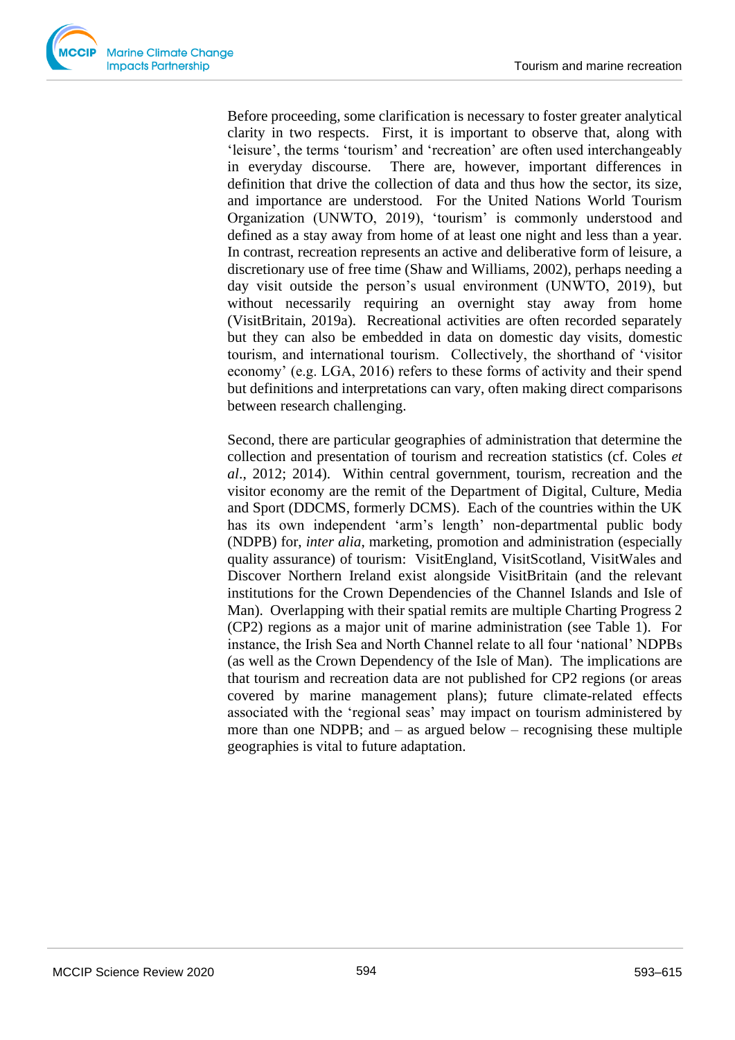Before proceeding, some clarification is necessary to foster greater analytical clarity in two respects. First, it is important to observe that, along with ‘leisure’, the terms ‘tourism’ and ‘recreation’ are often used interchangeably in everyday discourse. There are, however, important differences in definition that drive the collection of data and thus how the sector, its size, and importance are understood. For the United Nations World Tourism Organization (UNWTO, 2019), ‘tourism’ is commonly understood and defined as a stay away from home of at least one night and less than a year. In contrast, recreation represents an active and deliberative form of leisure, a discretionary use of free time (Shaw and Williams, 2002), perhaps needing a day visit outside the person’s usual environment (UNWTO, 2019), but without necessarily requiring an overnight stay away from home (VisitBritain, 2019a). Recreational activities are often recorded separately but they can also be embedded in data on domestic day visits, domestic tourism, and international tourism. Collectively, the shorthand of ‘visitor economy’ (e.g. LGA, 2016) refers to these forms of activity and their spend but definitions and interpretations can vary, often making direct comparisons between research challenging.

Second, there are particular geographies of administration that determine the collection and presentation of tourism and recreation statistics (cf. Coles *et al*., 2012; 2014). Within central government, tourism, recreation and the visitor economy are the remit of the Department of Digital, Culture, Media and Sport (DDCMS, formerly DCMS). Each of the countries within the UK has its own independent ‘arm’s length’ non-departmental public body (NDPB) for, *inter alia*, marketing, promotion and administration (especially quality assurance) of tourism: VisitEngland, VisitScotland, VisitWales and Discover Northern Ireland exist alongside VisitBritain (and the relevant institutions for the Crown Dependencies of the Channel Islands and Isle of Man). Overlapping with their spatial remits are multiple Charting Progress 2 (CP2) regions as a major unit of marine administration (see Table 1). For instance, the Irish Sea and North Channel relate to all four ‘national’ NDPBs (as well as the Crown Dependency of the Isle of Man). The implications are that tourism and recreation data are not published for CP2 regions (or areas covered by marine management plans); future climate-related effects associated with the ‘regional seas’ may impact on tourism administered by more than one NDPB; and – as argued below – recognising these multiple geographies is vital to future adaptation.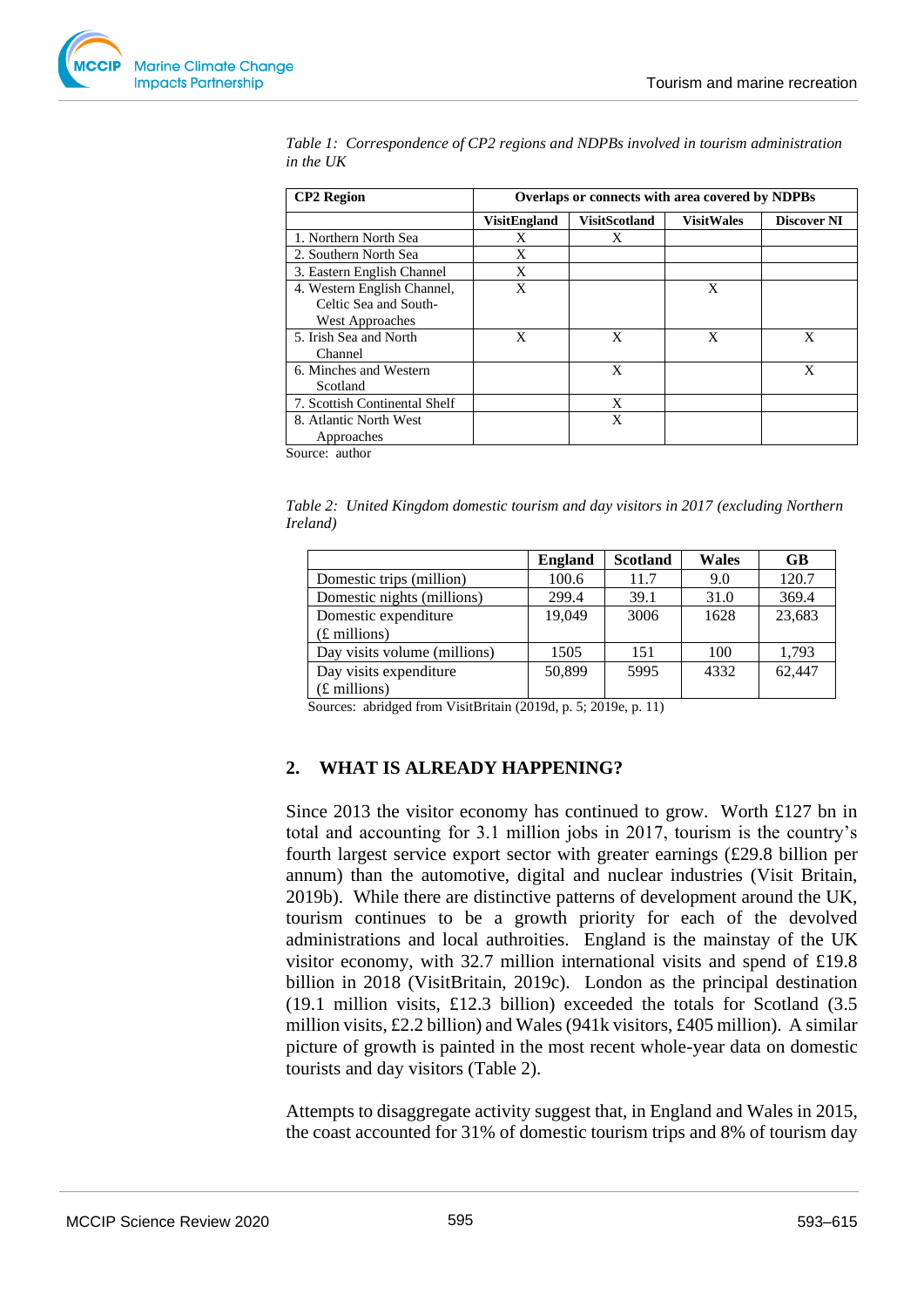*Table 1: Correspondence of CP2 regions and NDPBs involved in tourism administration in the UK*

| **CP2 Region** | **Overlaps or connects with area covered by NDPBs** | | | |
|---|---|---|---|---|
| | **VisitEngland** | **VisitScotland** | **VisitWales** | **Discover NI** |
| 1. Northern North Sea | X | X | | |
| 2. Southern North Sea | X | | | |
| 3. Eastern English Channel | X | | | |
| 4. Western English Channel, Celtic Sea and South-West Approaches | X | | X | |
| 5. Irish Sea and North Channel | X | X | X | X |
| 6. Minches and Western Scotland | | X | | X |
| 7. Scottish Continental Shelf | | X | | |
| 8. Atlantic North West Approaches | | X | | |

Source: author

*Table 2: United Kingdom domestic tourism and day visitors in 2017 (excluding Northern Ireland)*

| | **England** | **Scotland** | **Wales** | **GB** |
|---|---|---|---|---|
| Domestic trips (million) | 100.6 | 11.7 | 9.0 | 120.7 |
| Domestic nights (millions) | 299.4 | 39.1 | 31.0 | 369.4 |
| Domestic expenditure (£ millions) | 19,049 | 3006 | 1628 | 23,683 |
| Day visits volume (millions) | 1505 | 151 | 100 | 1,793 |
| Day visits expenditure (£ millions) | 50,899 | 5995 | 4332 | 62,447 |

Sources: abridged from VisitBritain (2019d, p. 5; 2019e, p. 11)

## 2. WHAT IS ALREADY HAPPENING?

Since 2013 the visitor economy has continued to grow. Worth £127 bn in total and accounting for 3.1 million jobs in 2017, tourism is the country's fourth largest service export sector with greater earnings (£29.8 billion per annum) than the automotive, digital and nuclear industries (Visit Britain, 2019b). While there are distinctive patterns of development around the UK, tourism continues to be a growth priority for each of the devolved administrations and local authroities. England is the mainstay of the UK visitor economy, with 32.7 million international visits and spend of £19.8 billion in 2018 (VisitBritain, 2019c). London as the principal destination (19.1 million visits, £12.3 billion) exceeded the totals for Scotland (3.5 million visits, £2.2 billion) and Wales (941k visitors, £405 million). A similar picture of growth is painted in the most recent whole-year data on domestic tourists and day visitors (Table 2).

Attempts to disaggregate activity suggest that, in England and Wales in 2015, the coast accounted for 31% of domestic tourism trips and 8% of tourism day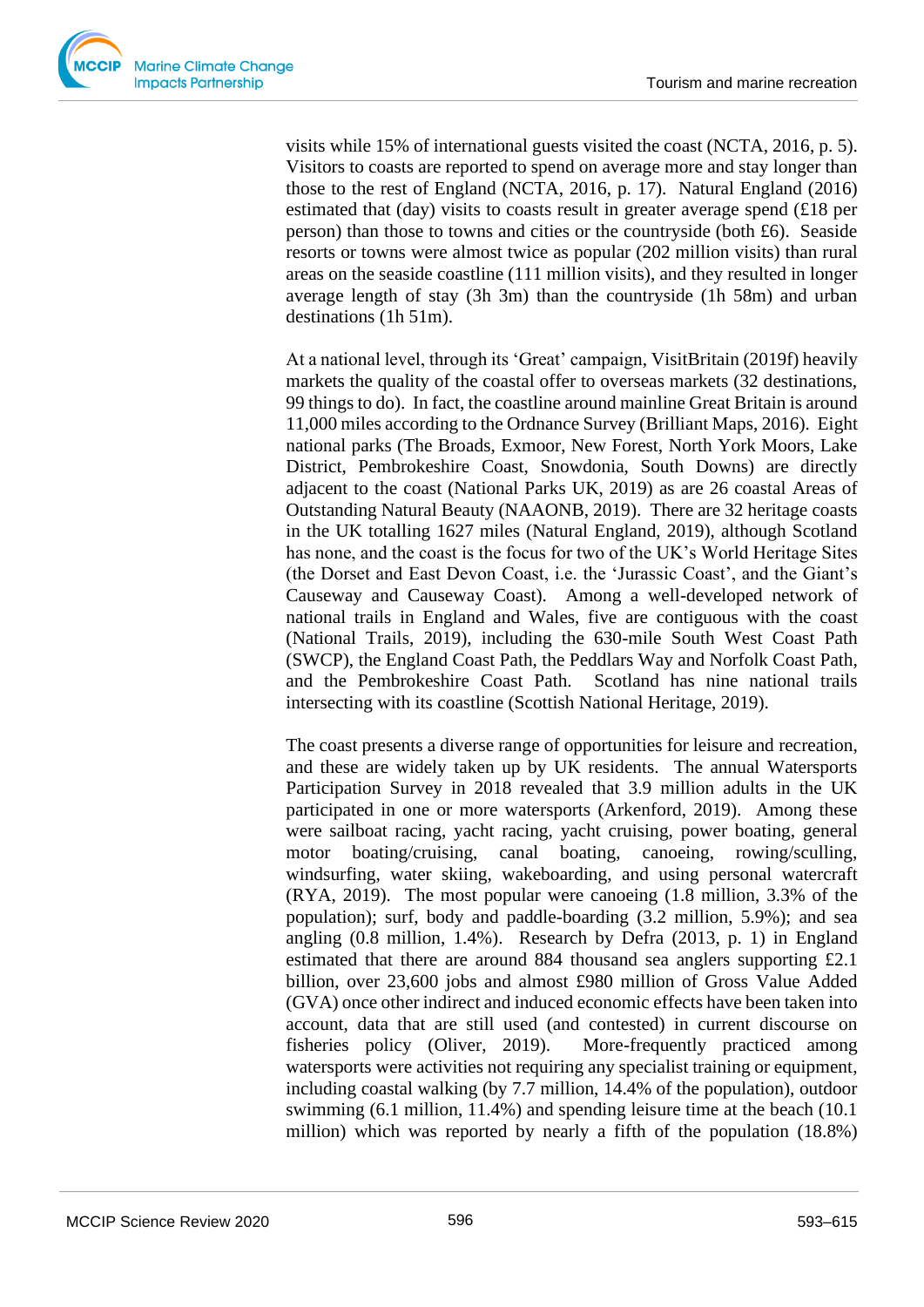visits while 15% of international guests visited the coast (NCTA, 2016, p. 5). Visitors to coasts are reported to spend on average more and stay longer than those to the rest of England (NCTA, 2016, p. 17). Natural England (2016) estimated that (day) visits to coasts result in greater average spend (£18 per person) than those to towns and cities or the countryside (both £6). Seaside resorts or towns were almost twice as popular (202 million visits) than rural areas on the seaside coastline (111 million visits), and they resulted in longer average length of stay (3h 3m) than the countryside (1h 58m) and urban destinations (1h 51m).

At a national level, through its 'Great' campaign, VisitBritain (2019f) heavily markets the quality of the coastal offer to overseas markets (32 destinations, 99 things to do). In fact, the coastline around mainline Great Britain is around 11,000 miles according to the Ordnance Survey (Brilliant Maps, 2016). Eight national parks (The Broads, Exmoor, New Forest, North York Moors, Lake District, Pembrokeshire Coast, Snowdonia, South Downs) are directly adjacent to the coast (National Parks UK, 2019) as are 26 coastal Areas of Outstanding Natural Beauty (NAAONB, 2019). There are 32 heritage coasts in the UK totalling 1627 miles (Natural England, 2019), although Scotland has none, and the coast is the focus for two of the UK's World Heritage Sites (the Dorset and East Devon Coast, i.e. the 'Jurassic Coast', and the Giant's Causeway and Causeway Coast). Among a well-developed network of national trails in England and Wales, five are contiguous with the coast (National Trails, 2019), including the 630-mile South West Coast Path (SWCP), the England Coast Path, the Peddlars Way and Norfolk Coast Path, and the Pembrokeshire Coast Path. Scotland has nine national trails intersecting with its coastline (Scottish National Heritage, 2019).

The coast presents a diverse range of opportunities for leisure and recreation, and these are widely taken up by UK residents. The annual Watersports Participation Survey in 2018 revealed that 3.9 million adults in the UK participated in one or more watersports (Arkenford, 2019). Among these were sailboat racing, yacht racing, yacht cruising, power boating, general motor boating/cruising, canal boating, canoeing, rowing/sculling, windsurfing, water skiing, wakeboarding, and using personal watercraft (RYA, 2019). The most popular were canoeing (1.8 million, 3.3% of the population); surf, body and paddle-boarding (3.2 million, 5.9%); and sea angling (0.8 million, 1.4%). Research by Defra (2013, p. 1) in England estimated that there are around 884 thousand sea anglers supporting £2.1 billion, over 23,600 jobs and almost £980 million of Gross Value Added (GVA) once other indirect and induced economic effects have been taken into account, data that are still used (and contested) in current discourse on fisheries policy (Oliver, 2019). More-frequently practiced among watersports were activities not requiring any specialist training or equipment, including coastal walking (by 7.7 million, 14.4% of the population), outdoor swimming (6.1 million, 11.4%) and spending leisure time at the beach (10.1 million) which was reported by nearly a fifth of the population (18.8%)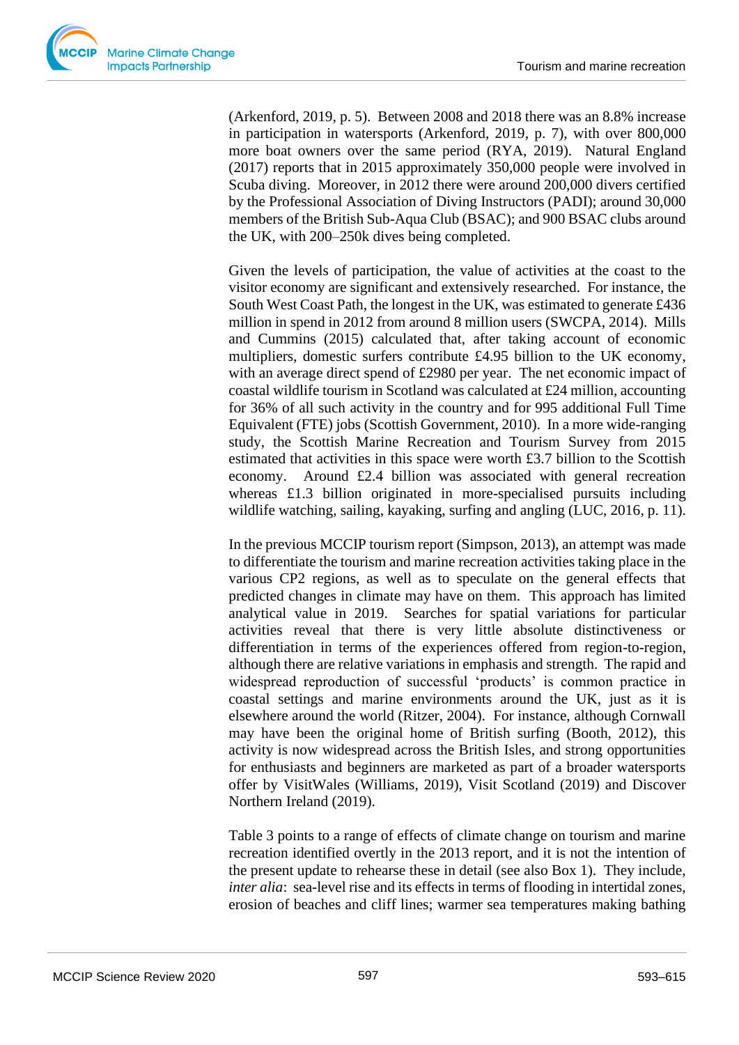(Arkenford, 2019, p. 5). Between 2008 and 2018 there was an 8.8% increase in participation in watersports (Arkenford, 2019, p. 7), with over 800,000 more boat owners over the same period (RYA, 2019). Natural England (2017) reports that in 2015 approximately 350,000 people were involved in Scuba diving. Moreover, in 2012 there were around 200,000 divers certified by the Professional Association of Diving Instructors (PADI); around 30,000 members of the British Sub-Aqua Club (BSAC); and 900 BSAC clubs around the UK, with 200–250k dives being completed.

Given the levels of participation, the value of activities at the coast to the visitor economy are significant and extensively researched. For instance, the South West Coast Path, the longest in the UK, was estimated to generate £436 million in spend in 2012 from around 8 million users (SWCPA, 2014). Mills and Cummins (2015) calculated that, after taking account of economic multipliers, domestic surfers contribute £4.95 billion to the UK economy, with an average direct spend of £2980 per year. The net economic impact of coastal wildlife tourism in Scotland was calculated at £24 million, accounting for 36% of all such activity in the country and for 995 additional Full Time Equivalent (FTE) jobs (Scottish Government, 2010). In a more wide-ranging study, the Scottish Marine Recreation and Tourism Survey from 2015 estimated that activities in this space were worth £3.7 billion to the Scottish economy. Around £2.4 billion was associated with general recreation whereas £1.3 billion originated in more-specialised pursuits including wildlife watching, sailing, kayaking, surfing and angling (LUC, 2016, p. 11).

In the previous MCCIP tourism report (Simpson, 2013), an attempt was made to differentiate the tourism and marine recreation activities taking place in the various CP2 regions, as well as to speculate on the general effects that predicted changes in climate may have on them. This approach has limited analytical value in 2019. Searches for spatial variations for particular activities reveal that there is very little absolute distinctiveness or differentiation in terms of the experiences offered from region-to-region, although there are relative variations in emphasis and strength. The rapid and widespread reproduction of successful 'products' is common practice in coastal settings and marine environments around the UK, just as it is elsewhere around the world (Ritzer, 2004). For instance, although Cornwall may have been the original home of British surfing (Booth, 2012), this activity is now widespread across the British Isles, and strong opportunities for enthusiasts and beginners are marketed as part of a broader watersports offer by VisitWales (Williams, 2019), Visit Scotland (2019) and Discover Northern Ireland (2019).

Table 3 points to a range of effects of climate change on tourism and marine recreation identified overtly in the 2013 report, and it is not the intention of the present update to rehearse these in detail (see also Box 1). They include, *inter alia*: sea-level rise and its effects in terms of flooding in intertidal zones, erosion of beaches and cliff lines; warmer sea temperatures making bathing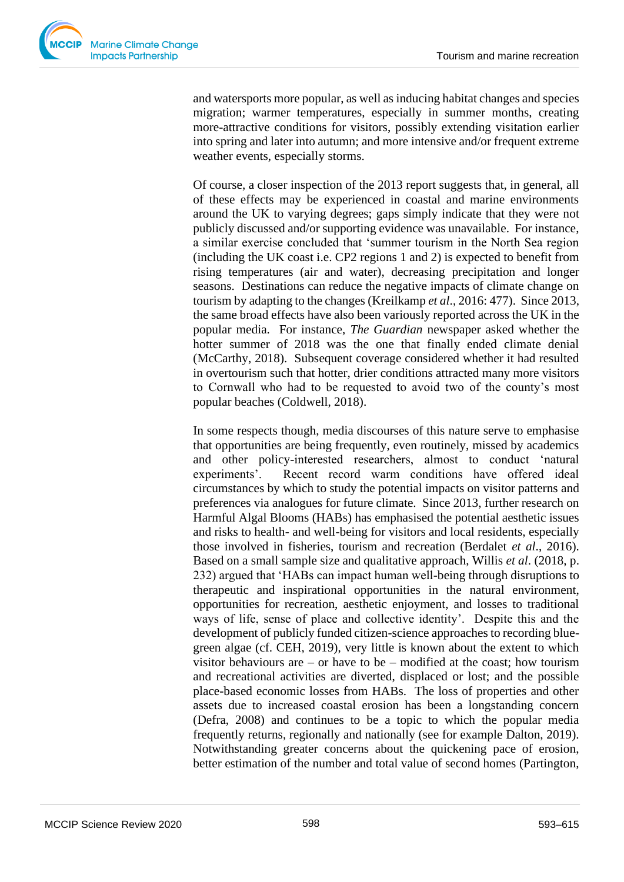and watersports more popular, as well as inducing habitat changes and species migration; warmer temperatures, especially in summer months, creating more-attractive conditions for visitors, possibly extending visitation earlier into spring and later into autumn; and more intensive and/or frequent extreme weather events, especially storms.

Of course, a closer inspection of the 2013 report suggests that, in general, all of these effects may be experienced in coastal and marine environments around the UK to varying degrees; gaps simply indicate that they were not publicly discussed and/or supporting evidence was unavailable. For instance, a similar exercise concluded that 'summer tourism in the North Sea region (including the UK coast i.e. CP2 regions 1 and 2) is expected to benefit from rising temperatures (air and water), decreasing precipitation and longer seasons. Destinations can reduce the negative impacts of climate change on tourism by adapting to the changes (Kreilkamp *et al*., 2016: 477). Since 2013, the same broad effects have also been variously reported across the UK in the popular media. For instance, *The Guardian* newspaper asked whether the hotter summer of 2018 was the one that finally ended climate denial (McCarthy, 2018). Subsequent coverage considered whether it had resulted in overtourism such that hotter, drier conditions attracted many more visitors to Cornwall who had to be requested to avoid two of the county's most popular beaches (Coldwell, 2018).

In some respects though, media discourses of this nature serve to emphasise that opportunities are being frequently, even routinely, missed by academics and other policy-interested researchers, almost to conduct 'natural experiments'. Recent record warm conditions have offered ideal circumstances by which to study the potential impacts on visitor patterns and preferences via analogues for future climate. Since 2013, further research on Harmful Algal Blooms (HABs) has emphasised the potential aesthetic issues and risks to health- and well-being for visitors and local residents, especially those involved in fisheries, tourism and recreation (Berdalet *et al*., 2016). Based on a small sample size and qualitative approach, Willis *et al*. (2018, p. 232) argued that 'HABs can impact human well-being through disruptions to therapeutic and inspirational opportunities in the natural environment, opportunities for recreation, aesthetic enjoyment, and losses to traditional ways of life, sense of place and collective identity'. Despite this and the development of publicly funded citizen-science approaches to recording blue-green algae (cf. CEH, 2019), very little is known about the extent to which visitor behaviours are – or have to be – modified at the coast; how tourism and recreational activities are diverted, displaced or lost; and the possible place-based economic losses from HABs. The loss of properties and other assets due to increased coastal erosion has been a longstanding concern (Defra, 2008) and continues to be a topic to which the popular media frequently returns, regionally and nationally (see for example Dalton, 2019). Notwithstanding greater concerns about the quickening pace of erosion, better estimation of the number and total value of second homes (Partington,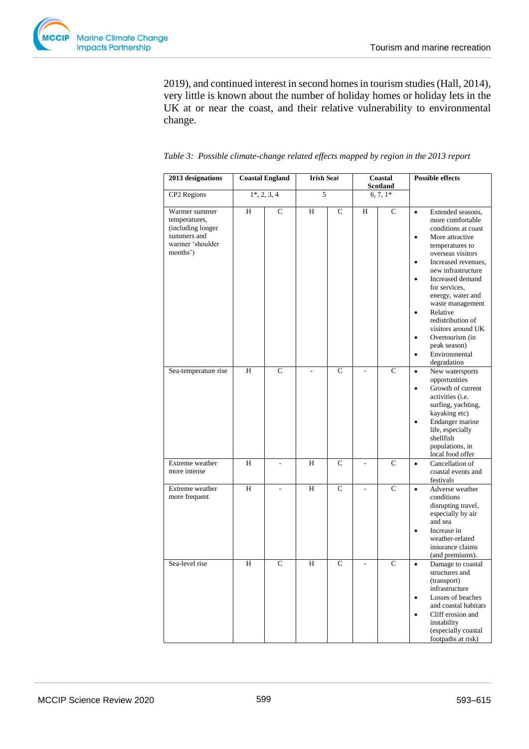2019), and continued interest in second homes in tourism studies (Hall, 2014), very little is known about the number of holiday homes or holiday lets in the UK at or near the coast, and their relative vulnerability to environmental change.

*Table 3: Possible climate-change related effects mapped by region in the 2013 report*

| **2013 designations** | **Coastal England** | | **Irish Sea†** | | **Coastal Scotland** | | **Possible effects** |
|---|---|---|---|---|---|---|---|
| CP2 Regions | 1*, 2, 3, 4 | | 5 | | 6, 7, 1* | | |
| Warmer summer temperatures, (including longer summers and warmer 'shoulder months') | H | C | H | C | H | C | • Extended seasons, more comfortable conditions at coast<br>• More attractive temperatures to overseas visitors<br>• Increased revenues, new infrastructure<br>• Increased demand for services, energy, water and waste management<br>• Relative redistribution of visitors around UK<br>• Overtourism (in peak season)<br>• Environmental degradation |
| Sea-temperature rise | H | C | - | C | - | C | • New watersports opportunities<br>• Growth of current activities (i.e. surfing, yachting, kayaking etc)<br>• Endanger marine life, especially shellfish populations, in local food offer |
| Extreme weather more intense | H | - | H | C | - | C | • Cancellation of coastal events and festivals |
| Extreme weather more frequent | H | - | H | C | - | C | • Adverse weather conditions disrupting travel, especially by air and sea<br>• Increase in weather-related insurance claims (and premiums). |
| Sea-level rise | H | C | H | C | - | C | • Damage to coastal structures and (transport) infrastructure<br>• Losses of beaches and coastal habitats<br>• Cliff erosion and instability (especially coastal footpaths at risk) |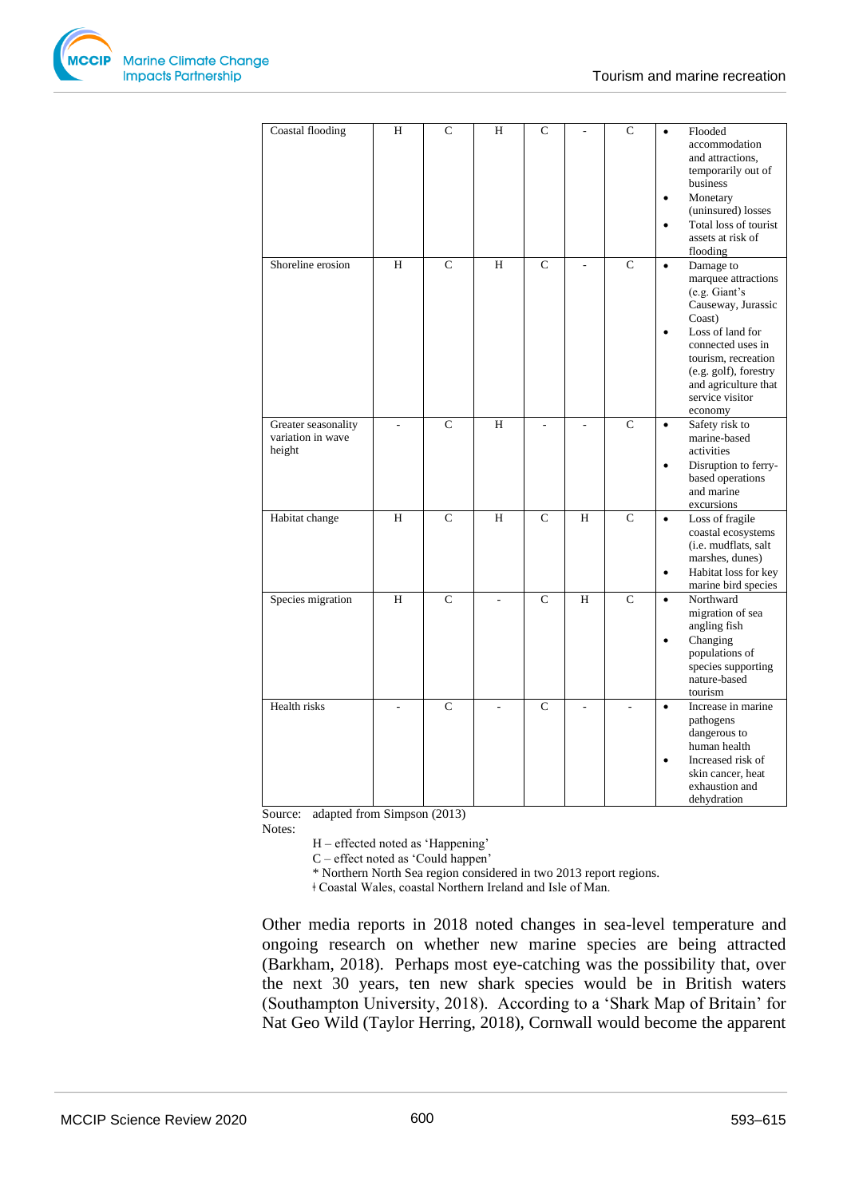| | | | | | | | |
|---|---|---|---|---|---|---|---|
| Coastal flooding | H | C | H | C | - | C | • Flooded accommodation and attractions, temporarily out of business<br>• Monetary (uninsured) losses<br>• Total loss of tourist assets at risk of flooding |
| Shoreline erosion | H | C | H | C | - | C | • Damage to marquee attractions (e.g. Giant's Causeway, Jurassic Coast)<br>• Loss of land for connected uses in tourism, recreation (e.g. golf), forestry and agriculture that service visitor economy |
| Greater seasonality variation in wave height | - | C | H | - | - | C | • Safety risk to marine-based activities<br>• Disruption to ferry-based operations and marine excursions |
| Habitat change | H | C | H | C | H | C | • Loss of fragile coastal ecosystems (i.e. mudflats, salt marshes, dunes)<br>• Habitat loss for key marine bird species |
| Species migration | H | C | - | C | H | C | • Northward migration of sea angling fish<br>• Changing populations of species supporting nature-based tourism |
| Health risks | - | C | - | C | - | - | • Increase in marine pathogens dangerous to human health<br>• Increased risk of skin cancer, heat exhaustion and dehydration |

Source: adapted from Simpson (2013)

Notes:

H – effected noted as 'Happening'
C – effect noted as 'Could happen'
\* Northern North Sea region considered in two 2013 report regions.
ǂ Coastal Wales, coastal Northern Ireland and Isle of Man.

Other media reports in 2018 noted changes in sea-level temperature and ongoing research on whether new marine species are being attracted (Barkham, 2018). Perhaps most eye-catching was the possibility that, over the next 30 years, ten new shark species would be in British waters (Southampton University, 2018). According to a 'Shark Map of Britain' for Nat Geo Wild (Taylor Herring, 2018), Cornwall would become the apparent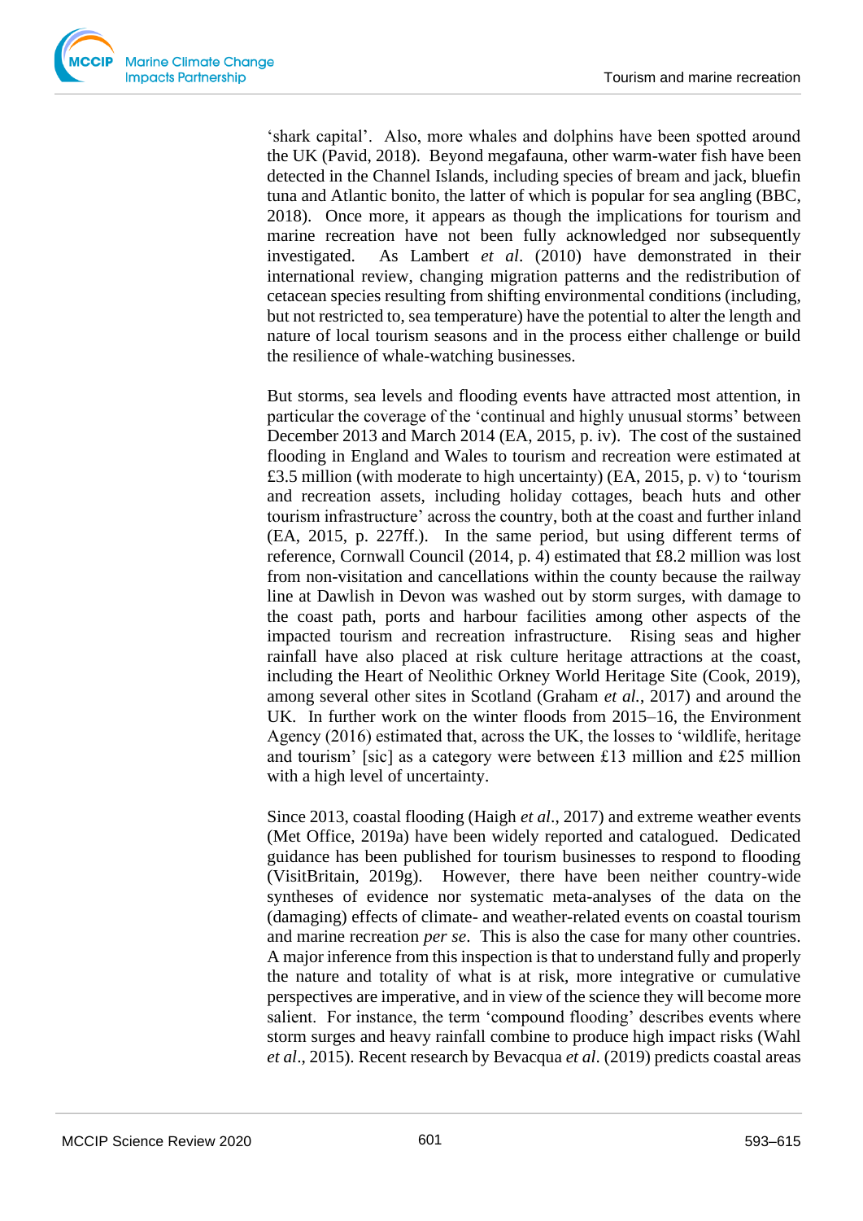'shark capital'. Also, more whales and dolphins have been spotted around the UK (Pavid, 2018). Beyond megafauna, other warm-water fish have been detected in the Channel Islands, including species of bream and jack, bluefin tuna and Atlantic bonito, the latter of which is popular for sea angling (BBC, 2018). Once more, it appears as though the implications for tourism and marine recreation have not been fully acknowledged nor subsequently investigated. As Lambert *et al*. (2010) have demonstrated in their international review, changing migration patterns and the redistribution of cetacean species resulting from shifting environmental conditions (including, but not restricted to, sea temperature) have the potential to alter the length and nature of local tourism seasons and in the process either challenge or build the resilience of whale-watching businesses.

But storms, sea levels and flooding events have attracted most attention, in particular the coverage of the 'continual and highly unusual storms' between December 2013 and March 2014 (EA, 2015, p. iv). The cost of the sustained flooding in England and Wales to tourism and recreation were estimated at £3.5 million (with moderate to high uncertainty) (EA, 2015, p. v) to 'tourism and recreation assets, including holiday cottages, beach huts and other tourism infrastructure' across the country, both at the coast and further inland (EA, 2015, p. 227ff.). In the same period, but using different terms of reference, Cornwall Council (2014, p. 4) estimated that £8.2 million was lost from non-visitation and cancellations within the county because the railway line at Dawlish in Devon was washed out by storm surges, with damage to the coast path, ports and harbour facilities among other aspects of the impacted tourism and recreation infrastructure. Rising seas and higher rainfall have also placed at risk culture heritage attractions at the coast, including the Heart of Neolithic Orkney World Heritage Site (Cook, 2019), among several other sites in Scotland (Graham *et al.*, 2017) and around the UK. In further work on the winter floods from 2015–16, the Environment Agency (2016) estimated that, across the UK, the losses to 'wildlife, heritage and tourism' [sic] as a category were between £13 million and £25 million with a high level of uncertainty.

Since 2013, coastal flooding (Haigh *et al*., 2017) and extreme weather events (Met Office, 2019a) have been widely reported and catalogued. Dedicated guidance has been published for tourism businesses to respond to flooding (VisitBritain, 2019g). However, there have been neither country-wide syntheses of evidence nor systematic meta-analyses of the data on the (damaging) effects of climate- and weather-related events on coastal tourism and marine recreation *per se*. This is also the case for many other countries. A major inference from this inspection is that to understand fully and properly the nature and totality of what is at risk, more integrative or cumulative perspectives are imperative, and in view of the science they will become more salient. For instance, the term 'compound flooding' describes events where storm surges and heavy rainfall combine to produce high impact risks (Wahl *et al*., 2015). Recent research by Bevacqua *et al*. (2019) predicts coastal areas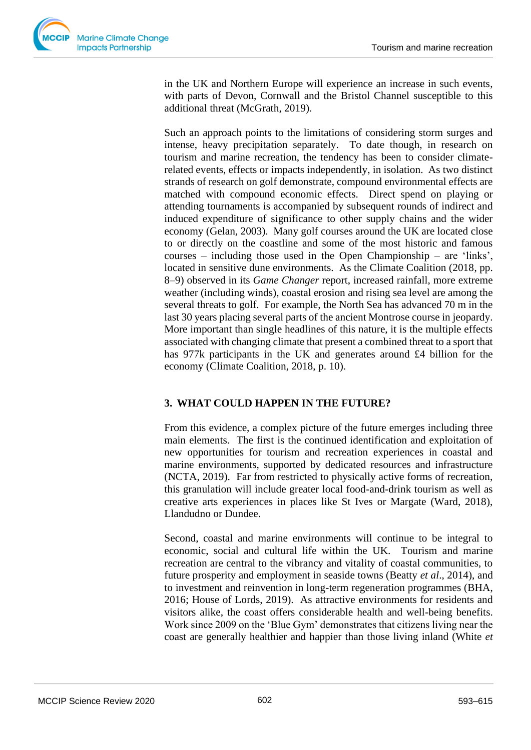in the UK and Northern Europe will experience an increase in such events, with parts of Devon, Cornwall and the Bristol Channel susceptible to this additional threat (McGrath, 2019).

Such an approach points to the limitations of considering storm surges and intense, heavy precipitation separately. To date though, in research on tourism and marine recreation, the tendency has been to consider climate-related events, effects or impacts independently, in isolation. As two distinct strands of research on golf demonstrate, compound environmental effects are matched with compound economic effects. Direct spend on playing or attending tournaments is accompanied by subsequent rounds of indirect and induced expenditure of significance to other supply chains and the wider economy (Gelan, 2003). Many golf courses around the UK are located close to or directly on the coastline and some of the most historic and famous courses – including those used in the Open Championship – are 'links', located in sensitive dune environments. As the Climate Coalition (2018, pp. 8–9) observed in its *Game Changer* report, increased rainfall, more extreme weather (including winds), coastal erosion and rising sea level are among the several threats to golf. For example, the North Sea has advanced 70 m in the last 30 years placing several parts of the ancient Montrose course in jeopardy. More important than single headlines of this nature, it is the multiple effects associated with changing climate that present a combined threat to a sport that has 977k participants in the UK and generates around £4 billion for the economy (Climate Coalition, 2018, p. 10).

## 3. WHAT COULD HAPPEN IN THE FUTURE?

From this evidence, a complex picture of the future emerges including three main elements. The first is the continued identification and exploitation of new opportunities for tourism and recreation experiences in coastal and marine environments, supported by dedicated resources and infrastructure (NCTA, 2019). Far from restricted to physically active forms of recreation, this granulation will include greater local food-and-drink tourism as well as creative arts experiences in places like St Ives or Margate (Ward, 2018), Llandudno or Dundee.

Second, coastal and marine environments will continue to be integral to economic, social and cultural life within the UK. Tourism and marine recreation are central to the vibrancy and vitality of coastal communities, to future prosperity and employment in seaside towns (Beatty *et al*., 2014), and to investment and reinvention in long-term regeneration programmes (BHA, 2016; House of Lords, 2019). As attractive environments for residents and visitors alike, the coast offers considerable health and well-being benefits. Work since 2009 on the 'Blue Gym' demonstrates that citizens living near the coast are generally healthier and happier than those living inland (White *et*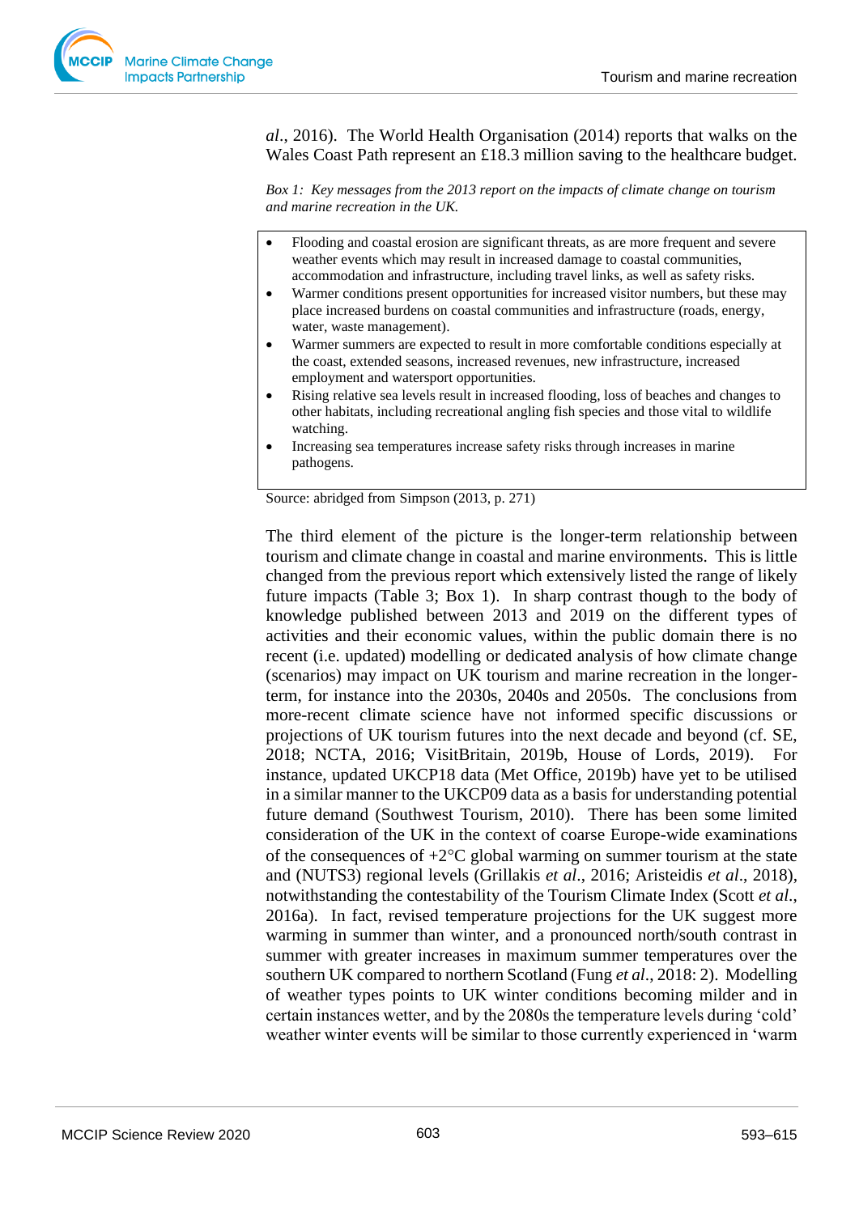*al*., 2016). The World Health Organisation (2014) reports that walks on the Wales Coast Path represent an £18.3 million saving to the healthcare budget.

*Box 1: Key messages from the 2013 report on the impacts of climate change on tourism and marine recreation in the UK.*

- Flooding and coastal erosion are significant threats, as are more frequent and severe weather events which may result in increased damage to coastal communities, accommodation and infrastructure, including travel links, as well as safety risks.
- Warmer conditions present opportunities for increased visitor numbers, but these may place increased burdens on coastal communities and infrastructure (roads, energy, water, waste management).
- Warmer summers are expected to result in more comfortable conditions especially at the coast, extended seasons, increased revenues, new infrastructure, increased employment and watersport opportunities.
- Rising relative sea levels result in increased flooding, loss of beaches and changes to other habitats, including recreational angling fish species and those vital to wildlife watching.
- Increasing sea temperatures increase safety risks through increases in marine pathogens.

Source: abridged from Simpson (2013, p. 271)

The third element of the picture is the longer-term relationship between tourism and climate change in coastal and marine environments. This is little changed from the previous report which extensively listed the range of likely future impacts (Table 3; Box 1). In sharp contrast though to the body of knowledge published between 2013 and 2019 on the different types of activities and their economic values, within the public domain there is no recent (i.e. updated) modelling or dedicated analysis of how climate change (scenarios) may impact on UK tourism and marine recreation in the longer-term, for instance into the 2030s, 2040s and 2050s. The conclusions from more-recent climate science have not informed specific discussions or projections of UK tourism futures into the next decade and beyond (cf. SE, 2018; NCTA, 2016; VisitBritain, 2019b, House of Lords, 2019). For instance, updated UKCP18 data (Met Office, 2019b) have yet to be utilised in a similar manner to the UKCP09 data as a basis for understanding potential future demand (Southwest Tourism, 2010). There has been some limited consideration of the UK in the context of coarse Europe-wide examinations of the consequences of +2°C global warming on summer tourism at the state and (NUTS3) regional levels (Grillakis *et al*., 2016; Aristeidis *et al*., 2018), notwithstanding the contestability of the Tourism Climate Index (Scott *et al*., 2016a). In fact, revised temperature projections for the UK suggest more warming in summer than winter, and a pronounced north/south contrast in summer with greater increases in maximum summer temperatures over the southern UK compared to northern Scotland (Fung *et al*., 2018: 2). Modelling of weather types points to UK winter conditions becoming milder and in certain instances wetter, and by the 2080s the temperature levels during 'cold' weather winter events will be similar to those currently experienced in 'warm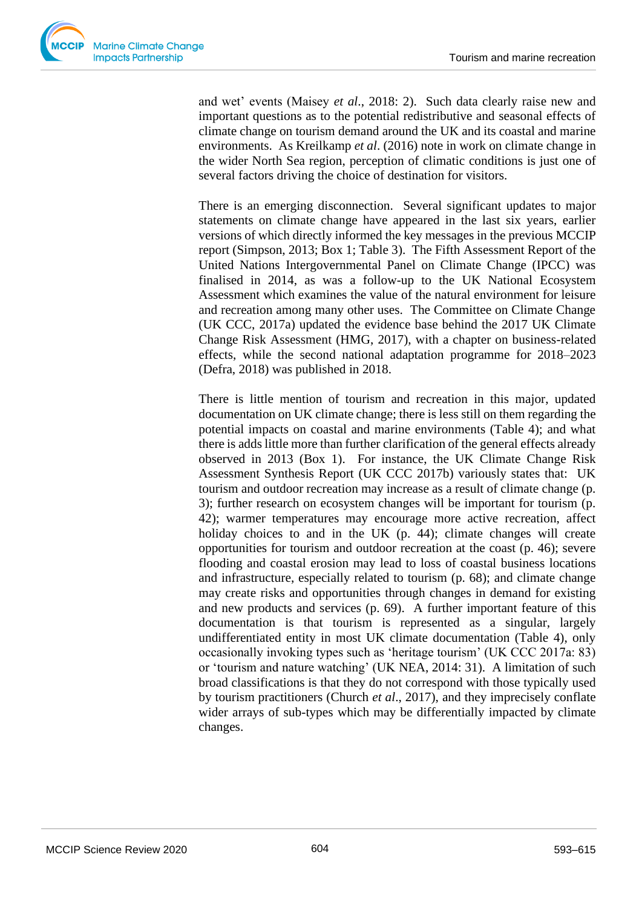and wet' events (Maisey *et al*., 2018: 2). Such data clearly raise new and important questions as to the potential redistributive and seasonal effects of climate change on tourism demand around the UK and its coastal and marine environments. As Kreilkamp *et al*. (2016) note in work on climate change in the wider North Sea region, perception of climatic conditions is just one of several factors driving the choice of destination for visitors.

There is an emerging disconnection. Several significant updates to major statements on climate change have appeared in the last six years, earlier versions of which directly informed the key messages in the previous MCCIP report (Simpson, 2013; Box 1; Table 3). The Fifth Assessment Report of the United Nations Intergovernmental Panel on Climate Change (IPCC) was finalised in 2014, as was a follow-up to the UK National Ecosystem Assessment which examines the value of the natural environment for leisure and recreation among many other uses. The Committee on Climate Change (UK CCC, 2017a) updated the evidence base behind the 2017 UK Climate Change Risk Assessment (HMG, 2017), with a chapter on business-related effects, while the second national adaptation programme for 2018–2023 (Defra, 2018) was published in 2018.

There is little mention of tourism and recreation in this major, updated documentation on UK climate change; there is less still on them regarding the potential impacts on coastal and marine environments (Table 4); and what there is adds little more than further clarification of the general effects already observed in 2013 (Box 1). For instance, the UK Climate Change Risk Assessment Synthesis Report (UK CCC 2017b) variously states that: UK tourism and outdoor recreation may increase as a result of climate change (p. 3); further research on ecosystem changes will be important for tourism (p. 42); warmer temperatures may encourage more active recreation, affect holiday choices to and in the UK (p. 44); climate changes will create opportunities for tourism and outdoor recreation at the coast (p. 46); severe flooding and coastal erosion may lead to loss of coastal business locations and infrastructure, especially related to tourism (p. 68); and climate change may create risks and opportunities through changes in demand for existing and new products and services (p. 69). A further important feature of this documentation is that tourism is represented as a singular, largely undifferentiated entity in most UK climate documentation (Table 4), only occasionally invoking types such as 'heritage tourism' (UK CCC 2017a: 83) or 'tourism and nature watching' (UK NEA, 2014: 31). A limitation of such broad classifications is that they do not correspond with those typically used by tourism practitioners (Church *et al*., 2017), and they imprecisely conflate wider arrays of sub-types which may be differentially impacted by climate changes.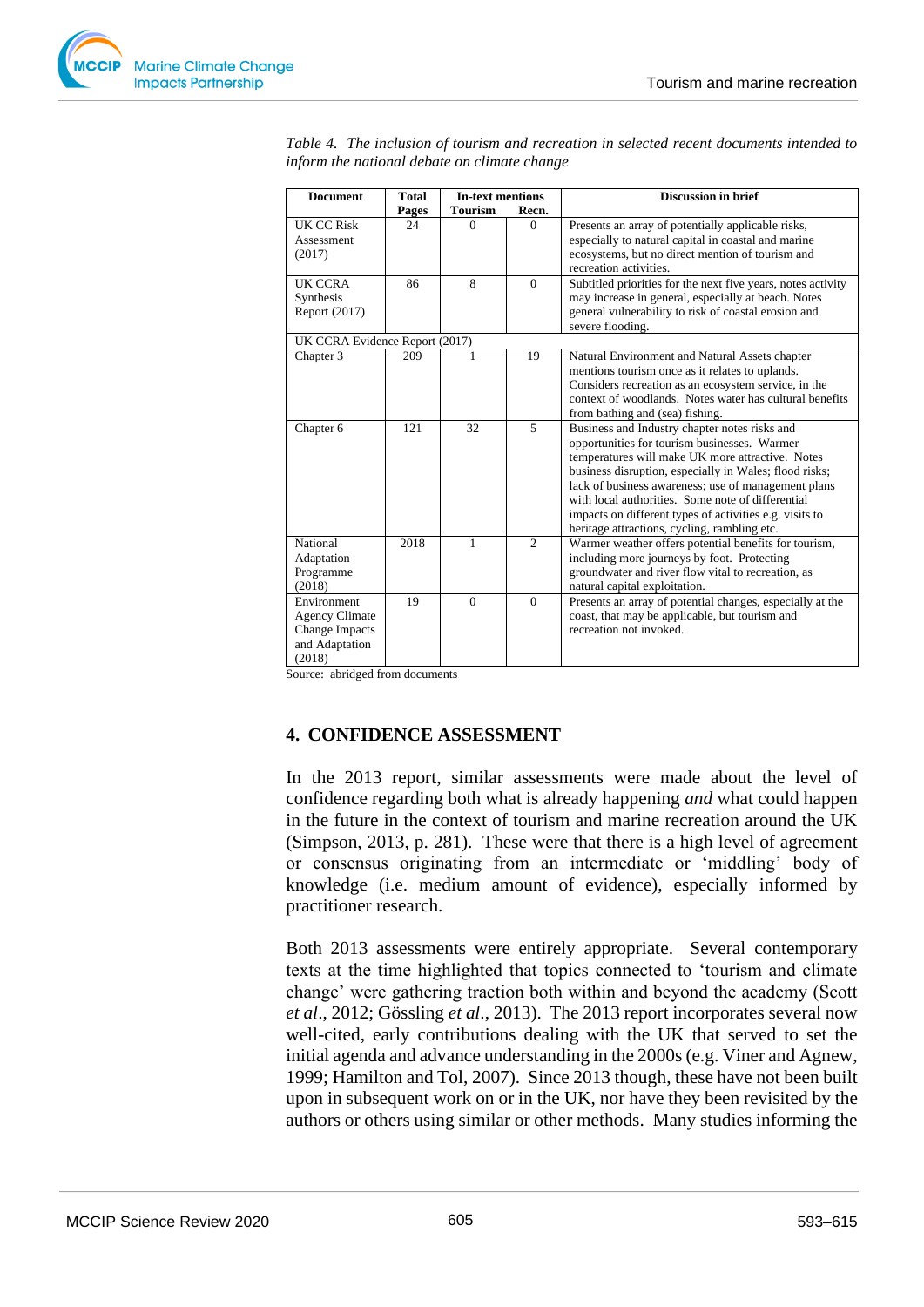*Table 4. The inclusion of tourism and recreation in selected recent documents intended to inform the national debate on climate change*

| Document | Total Pages | In-text mentions | | Discussion in brief |
|---|---|---|---|---|
| | | Tourism | Recn. | |
| UK CC Risk Assessment (2017) | 24 | 0 | 0 | Presents an array of potentially applicable risks, especially to natural capital in coastal and marine ecosystems, but no direct mention of tourism and recreation activities. |
| UK CCRA Synthesis Report (2017) | 86 | 8 | 0 | Subtitled priorities for the next five years, notes activity may increase in general, especially at beach. Notes general vulnerability to risk of coastal erosion and severe flooding. |
| UK CCRA Evidence Report (2017) | | | | |
| Chapter 3 | 209 | 1 | 19 | Natural Environment and Natural Assets chapter mentions tourism once as it relates to uplands. Considers recreation as an ecosystem service, in the context of woodlands. Notes water has cultural benefits from bathing and (sea) fishing. |
| Chapter 6 | 121 | 32 | 5 | Business and Industry chapter notes risks and opportunities for tourism businesses. Warmer temperatures will make UK more attractive. Notes business disruption, especially in Wales; flood risks; lack of business awareness; use of management plans with local authorities. Some note of differential impacts on different types of activities e.g. visits to heritage attractions, cycling, rambling etc. |
| National Adaptation Programme (2018) | 2018 | 1 | 2 | Warmer weather offers potential benefits for tourism, including more journeys by foot. Protecting groundwater and river flow vital to recreation, as natural capital exploitation. |
| Environment Agency Climate Change Impacts and Adaptation (2018) | 19 | 0 | 0 | Presents an array of potential changes, especially at the coast, that may be applicable, but tourism and recreation not invoked. |

Source: abridged from documents

## 4. CONFIDENCE ASSESSMENT

In the 2013 report, similar assessments were made about the level of confidence regarding both what is already happening *and* what could happen in the future in the context of tourism and marine recreation around the UK (Simpson, 2013, p. 281). These were that there is a high level of agreement or consensus originating from an intermediate or 'middling' body of knowledge (i.e. medium amount of evidence), especially informed by practitioner research.

Both 2013 assessments were entirely appropriate. Several contemporary texts at the time highlighted that topics connected to 'tourism and climate change' were gathering traction both within and beyond the academy (Scott *et al*., 2012; Gössling *et al*., 2013). The 2013 report incorporates several now well-cited, early contributions dealing with the UK that served to set the initial agenda and advance understanding in the 2000s (e.g. Viner and Agnew, 1999; Hamilton and Tol, 2007). Since 2013 though, these have not been built upon in subsequent work on or in the UK, nor have they been revisited by the authors or others using similar or other methods. Many studies informing the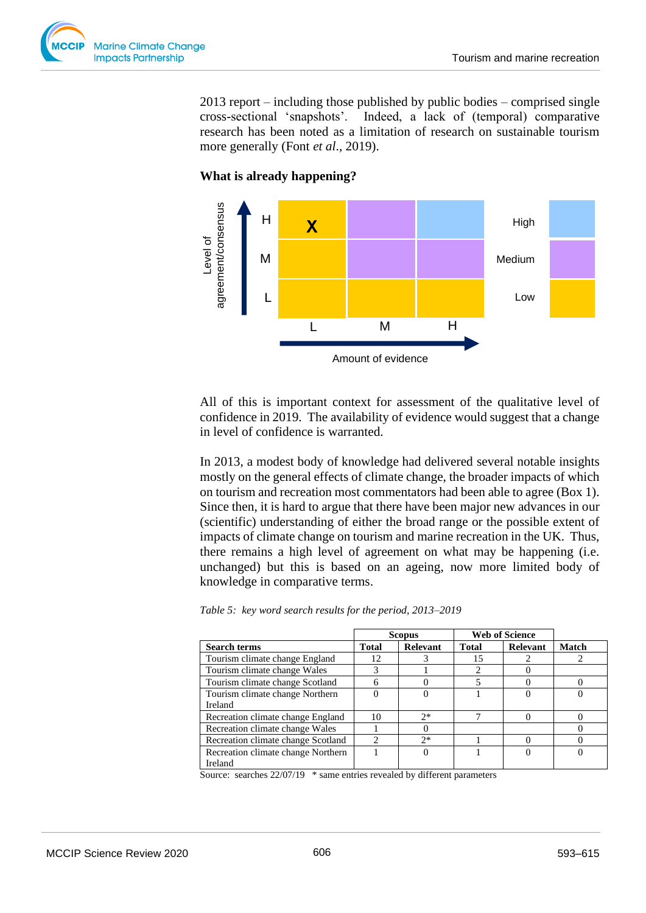2013 report – including those published by public bodies – comprised single cross-sectional 'snapshots'. Indeed, a lack of (temporal) comparative research has been noted as a limitation of research on sustainable tourism more generally (Font *et al*., 2019).

**What is already happening?**

All of this is important context for assessment of the qualitative level of confidence in 2019. The availability of evidence would suggest that a change in level of confidence is warranted.

In 2013, a modest body of knowledge had delivered several notable insights mostly on the general effects of climate change, the broader impacts of which on tourism and recreation most commentators had been able to agree (Box 1). Since then, it is hard to argue that there have been major new advances in our (scientific) understanding of either the broad range or the possible extent of impacts of climate change on tourism and marine recreation in the UK. Thus, there remains a high level of agreement on what may be happening (i.e. unchanged) but this is based on an ageing, now more limited body of knowledge in comparative terms.

*Table 5: key word search results for the period, 2013–2019*

| | Scopus | | Web of Science | | |
|---|---|---|---|---|---|
| **Search terms** | **Total** | **Relevant** | **Total** | **Relevant** | **Match** |
| Tourism climate change England | 12 | 3 | 15 | 2 | 2 |
| Tourism climate change Wales | 3 | 1 | 2 | 0 | |
| Tourism climate change Scotland | 6 | 0 | 5 | 0 | 0 |
| Tourism climate change Northern Ireland | 0 | 0 | 1 | 0 | 0 |
| Recreation climate change England | 10 | 2* | 7 | 0 | 0 |
| Recreation climate change Wales | 1 | 0 | | | 0 |
| Recreation climate change Scotland | 2 | 2* | 1 | 0 | 0 |
| Recreation climate change Northern Ireland | 1 | 0 | 1 | 0 | 0 |

Source: searches 22/07/19 * same entries revealed by different parameters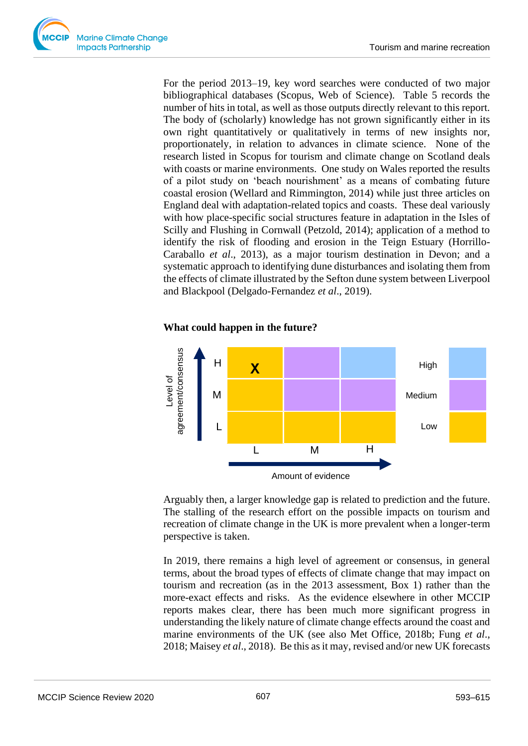For the period 2013–19, key word searches were conducted of two major bibliographical databases (Scopus, Web of Science). Table 5 records the number of hits in total, as well as those outputs directly relevant to this report. The body of (scholarly) knowledge has not grown significantly either in its own right quantitatively or qualitatively in terms of new insights nor, proportionately, in relation to advances in climate science. None of the research listed in Scopus for tourism and climate change on Scotland deals with coasts or marine environments. One study on Wales reported the results of a pilot study on 'beach nourishment' as a means of combating future coastal erosion (Wellard and Rimmington, 2014) while just three articles on England deal with adaptation-related topics and coasts. These deal variously with how place-specific social structures feature in adaptation in the Isles of Scilly and Flushing in Cornwall (Petzold, 2014); application of a method to identify the risk of flooding and erosion in the Teign Estuary (Horrillo-Caraballo *et al*., 2013), as a major tourism destination in Devon; and a systematic approach to identifying dune disturbances and isolating them from the effects of climate illustrated by the Sefton dune system between Liverpool and Blackpool (Delgado-Fernandez *et al*., 2019).

**What could happen in the future?**

| Level of agreement/consensus | L | M | H |
|---|---|---|---|
| H | X | | |
| M | | | |
| L | | | |

Amount of evidence (L, M, H). Confidence: High, Medium, Low.

Arguably then, a larger knowledge gap is related to prediction and the future. The stalling of the research effort on the possible impacts on tourism and recreation of climate change in the UK is more prevalent when a longer-term perspective is taken.

In 2019, there remains a high level of agreement or consensus, in general terms, about the broad types of effects of climate change that may impact on tourism and recreation (as in the 2013 assessment, Box 1) rather than the more-exact effects and risks. As the evidence elsewhere in other MCCIP reports makes clear, there has been much more significant progress in understanding the likely nature of climate change effects around the coast and marine environments of the UK (see also Met Office, 2018b; Fung *et al*., 2018; Maisey *et al*., 2018). Be this as it may, revised and/or new UK forecasts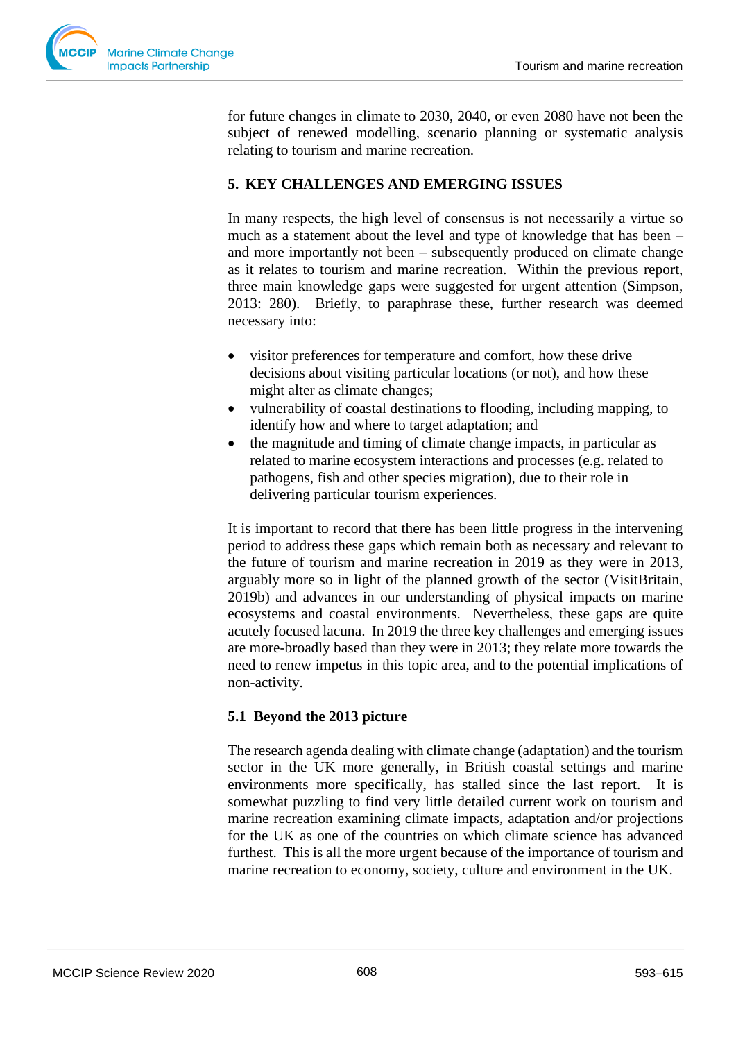for future changes in climate to 2030, 2040, or even 2080 have not been the subject of renewed modelling, scenario planning or systematic analysis relating to tourism and marine recreation.

## 5. KEY CHALLENGES AND EMERGING ISSUES

In many respects, the high level of consensus is not necessarily a virtue so much as a statement about the level and type of knowledge that has been – and more importantly not been – subsequently produced on climate change as it relates to tourism and marine recreation. Within the previous report, three main knowledge gaps were suggested for urgent attention (Simpson, 2013: 280). Briefly, to paraphrase these, further research was deemed necessary into:

- visitor preferences for temperature and comfort, how these drive decisions about visiting particular locations (or not), and how these might alter as climate changes;
- vulnerability of coastal destinations to flooding, including mapping, to identify how and where to target adaptation; and
- the magnitude and timing of climate change impacts, in particular as related to marine ecosystem interactions and processes (e.g. related to pathogens, fish and other species migration), due to their role in delivering particular tourism experiences.

It is important to record that there has been little progress in the intervening period to address these gaps which remain both as necessary and relevant to the future of tourism and marine recreation in 2019 as they were in 2013, arguably more so in light of the planned growth of the sector (VisitBritain, 2019b) and advances in our understanding of physical impacts on marine ecosystems and coastal environments. Nevertheless, these gaps are quite acutely focused lacuna. In 2019 the three key challenges and emerging issues are more-broadly based than they were in 2013; they relate more towards the need to renew impetus in this topic area, and to the potential implications of non-activity.

### 5.1 Beyond the 2013 picture

The research agenda dealing with climate change (adaptation) and the tourism sector in the UK more generally, in British coastal settings and marine environments more specifically, has stalled since the last report. It is somewhat puzzling to find very little detailed current work on tourism and marine recreation examining climate impacts, adaptation and/or projections for the UK as one of the countries on which climate science has advanced furthest. This is all the more urgent because of the importance of tourism and marine recreation to economy, society, culture and environment in the UK.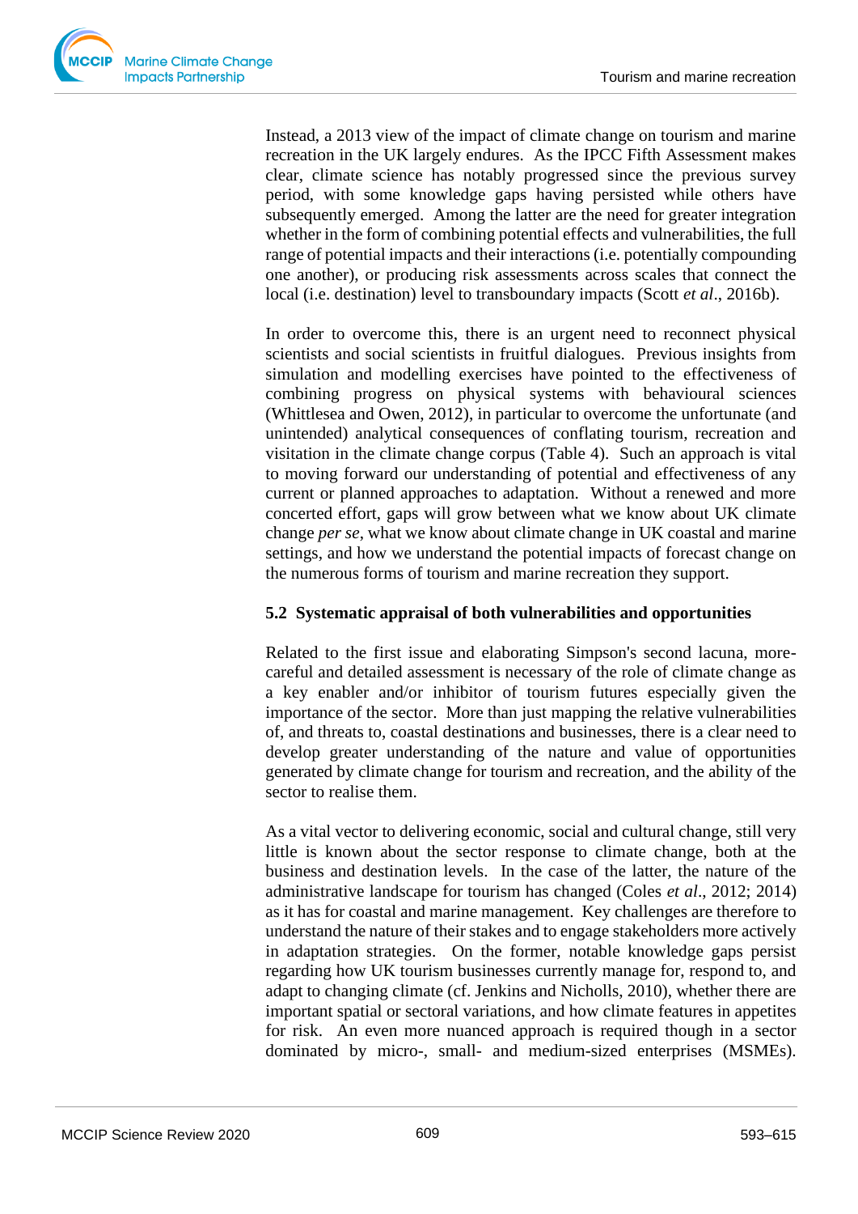Instead, a 2013 view of the impact of climate change on tourism and marine recreation in the UK largely endures. As the IPCC Fifth Assessment makes clear, climate science has notably progressed since the previous survey period, with some knowledge gaps having persisted while others have subsequently emerged. Among the latter are the need for greater integration whether in the form of combining potential effects and vulnerabilities, the full range of potential impacts and their interactions (i.e. potentially compounding one another), or producing risk assessments across scales that connect the local (i.e. destination) level to transboundary impacts (Scott *et al*., 2016b).

In order to overcome this, there is an urgent need to reconnect physical scientists and social scientists in fruitful dialogues. Previous insights from simulation and modelling exercises have pointed to the effectiveness of combining progress on physical systems with behavioural sciences (Whittlesea and Owen, 2012), in particular to overcome the unfortunate (and unintended) analytical consequences of conflating tourism, recreation and visitation in the climate change corpus (Table 4). Such an approach is vital to moving forward our understanding of potential and effectiveness of any current or planned approaches to adaptation. Without a renewed and more concerted effort, gaps will grow between what we know about UK climate change *per se*, what we know about climate change in UK coastal and marine settings, and how we understand the potential impacts of forecast change on the numerous forms of tourism and marine recreation they support.

### 5.2 Systematic appraisal of both vulnerabilities and opportunities

Related to the first issue and elaborating Simpson's second lacuna, more-careful and detailed assessment is necessary of the role of climate change as a key enabler and/or inhibitor of tourism futures especially given the importance of the sector. More than just mapping the relative vulnerabilities of, and threats to, coastal destinations and businesses, there is a clear need to develop greater understanding of the nature and value of opportunities generated by climate change for tourism and recreation, and the ability of the sector to realise them.

As a vital vector to delivering economic, social and cultural change, still very little is known about the sector response to climate change, both at the business and destination levels. In the case of the latter, the nature of the administrative landscape for tourism has changed (Coles *et al*., 2012; 2014) as it has for coastal and marine management. Key challenges are therefore to understand the nature of their stakes and to engage stakeholders more actively in adaptation strategies. On the former, notable knowledge gaps persist regarding how UK tourism businesses currently manage for, respond to, and adapt to changing climate (cf. Jenkins and Nicholls, 2010), whether there are important spatial or sectoral variations, and how climate features in appetites for risk. An even more nuanced approach is required though in a sector dominated by micro-, small- and medium-sized enterprises (MSMEs).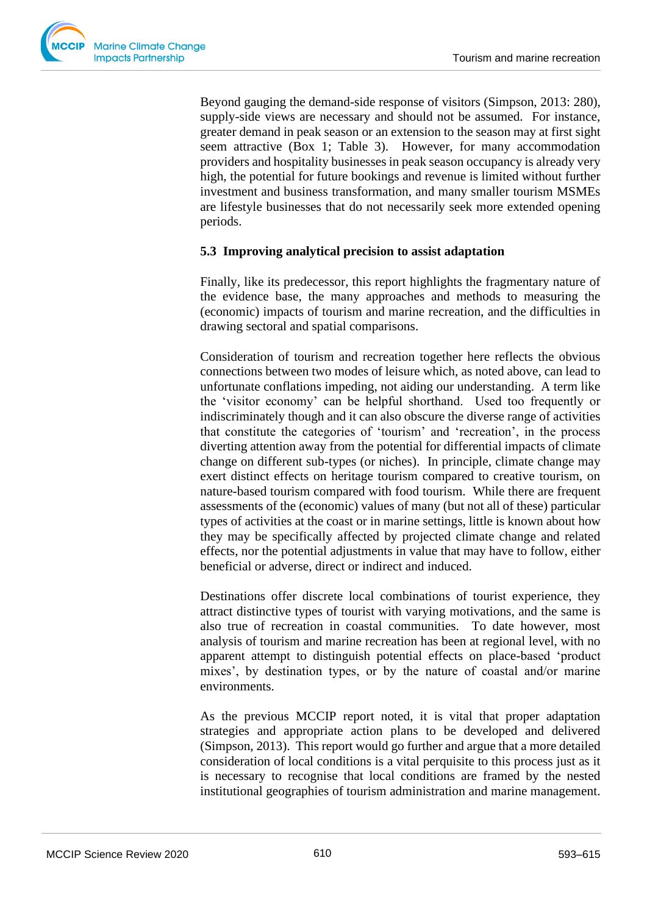Beyond gauging the demand-side response of visitors (Simpson, 2013: 280), supply-side views are necessary and should not be assumed. For instance, greater demand in peak season or an extension to the season may at first sight seem attractive (Box 1; Table 3). However, for many accommodation providers and hospitality businesses in peak season occupancy is already very high, the potential for future bookings and revenue is limited without further investment and business transformation, and many smaller tourism MSMEs are lifestyle businesses that do not necessarily seek more extended opening periods.

### 5.3 Improving analytical precision to assist adaptation

Finally, like its predecessor, this report highlights the fragmentary nature of the evidence base, the many approaches and methods to measuring the (economic) impacts of tourism and marine recreation, and the difficulties in drawing sectoral and spatial comparisons.

Consideration of tourism and recreation together here reflects the obvious connections between two modes of leisure which, as noted above, can lead to unfortunate conflations impeding, not aiding our understanding. A term like the 'visitor economy' can be helpful shorthand. Used too frequently or indiscriminately though and it can also obscure the diverse range of activities that constitute the categories of 'tourism' and 'recreation', in the process diverting attention away from the potential for differential impacts of climate change on different sub-types (or niches). In principle, climate change may exert distinct effects on heritage tourism compared to creative tourism, on nature-based tourism compared with food tourism. While there are frequent assessments of the (economic) values of many (but not all of these) particular types of activities at the coast or in marine settings, little is known about how they may be specifically affected by projected climate change and related effects, nor the potential adjustments in value that may have to follow, either beneficial or adverse, direct or indirect and induced.

Destinations offer discrete local combinations of tourist experience, they attract distinctive types of tourist with varying motivations, and the same is also true of recreation in coastal communities. To date however, most analysis of tourism and marine recreation has been at regional level, with no apparent attempt to distinguish potential effects on place-based 'product mixes', by destination types, or by the nature of coastal and/or marine environments.

As the previous MCCIP report noted, it is vital that proper adaptation strategies and appropriate action plans to be developed and delivered (Simpson, 2013). This report would go further and argue that a more detailed consideration of local conditions is a vital perquisite to this process just as it is necessary to recognise that local conditions are framed by the nested institutional geographies of tourism administration and marine management.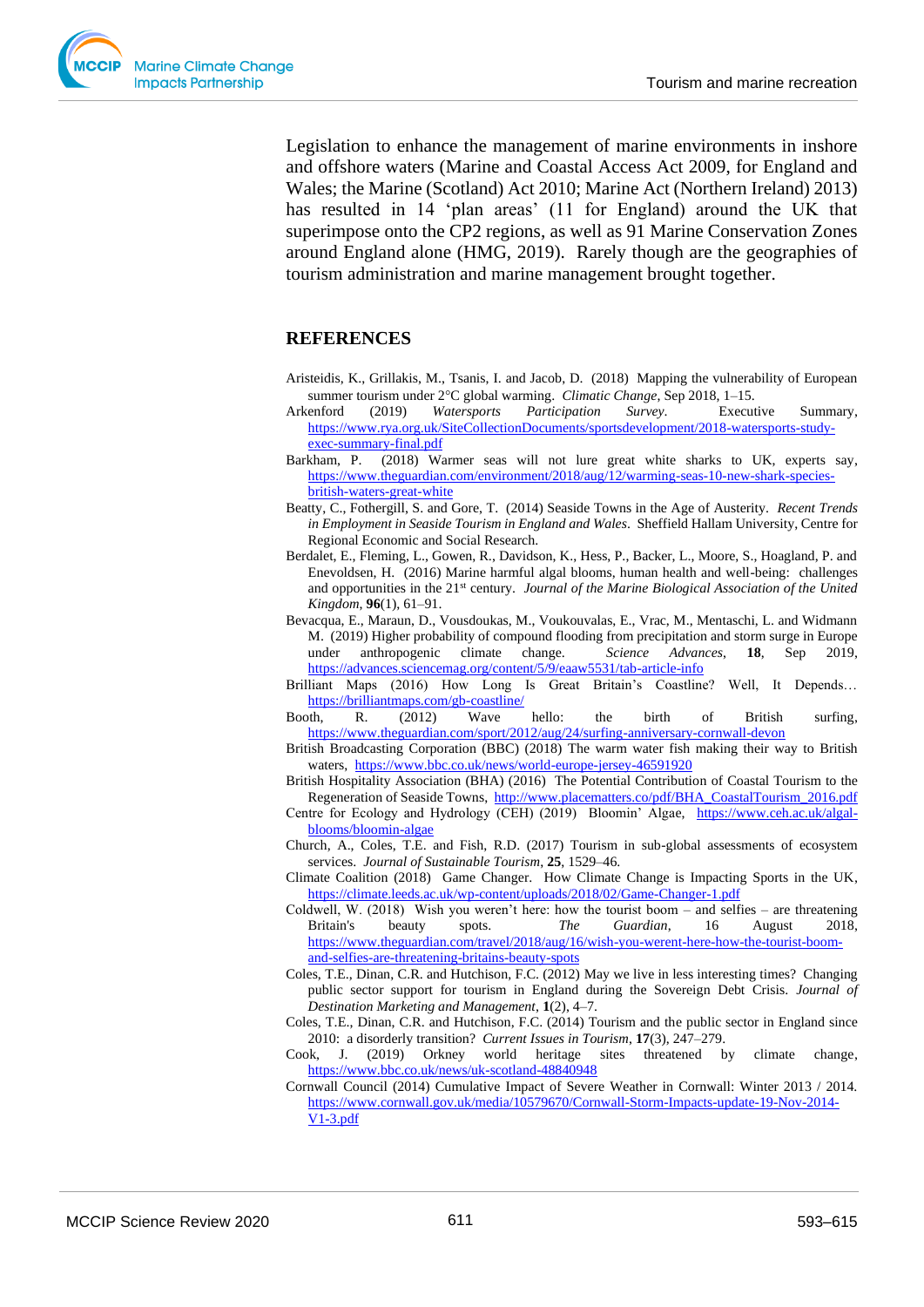Legislation to enhance the management of marine environments in inshore and offshore waters (Marine and Coastal Access Act 2009, for England and Wales; the Marine (Scotland) Act 2010; Marine Act (Northern Ireland) 2013) has resulted in 14 'plan areas' (11 for England) around the UK that superimpose onto the CP2 regions, as well as 91 Marine Conservation Zones around England alone (HMG, 2019). Rarely though are the geographies of tourism administration and marine management brought together.

## REFERENCES

Aristeidis, K., Grillakis, M., Tsanis, I. and Jacob, D. (2018) Mapping the vulnerability of European summer tourism under 2°C global warming. *Climatic Change*, Sep 2018, 1–15.

Arkenford (2019) *Watersports Participation Survey*. Executive Summary, https://www.rya.org.uk/SiteCollectionDocuments/sportsdevelopment/2018-watersports-study-exec-summary-final.pdf

Barkham, P. (2018) Warmer seas will not lure great white sharks to UK, experts say, https://www.theguardian.com/environment/2018/aug/12/warming-seas-10-new-shark-species-british-waters-great-white

Beatty, C., Fothergill, S. and Gore, T. (2014) Seaside Towns in the Age of Austerity. *Recent Trends in Employment in Seaside Tourism in England and Wales*. Sheffield Hallam University, Centre for Regional Economic and Social Research.

Berdalet, E., Fleming, L., Gowen, R., Davidson, K., Hess, P., Backer, L., Moore, S., Hoagland, P. and Enevoldsen, H. (2016) Marine harmful algal blooms, human health and well-being: challenges and opportunities in the 21st century. *Journal of the Marine Biological Association of the United Kingdom*, **96**(1), 61–91.

Bevacqua, E., Maraun, D., Vousdoukas, M., Voukouvalas, E., Vrac, M., Mentaschi, L. and Widmann M. (2019) Higher probability of compound flooding from precipitation and storm surge in Europe under anthropogenic climate change. *Science Advances*, **18**, Sep 2019, https://advances.sciencemag.org/content/5/9/eaaw5531/tab-article-info

Brilliant Maps (2016) How Long Is Great Britain's Coastline? Well, It Depends… https://brilliantmaps.com/gb-coastline/

Booth, R. (2012) Wave hello: the birth of British surfing, https://www.theguardian.com/sport/2012/aug/24/surfing-anniversary-cornwall-devon

British Broadcasting Corporation (BBC) (2018) The warm water fish making their way to British waters, https://www.bbc.co.uk/news/world-europe-jersey-46591920

British Hospitality Association (BHA) (2016) The Potential Contribution of Coastal Tourism to the Regeneration of Seaside Towns, http://www.placematters.co/pdf/BHA_CoastalTourism_2016.pdf

Centre for Ecology and Hydrology (CEH) (2019) Bloomin' Algae, https://www.ceh.ac.uk/algal-blooms/bloomin-algae

Church, A., Coles, T.E. and Fish, R.D. (2017) Tourism in sub-global assessments of ecosystem services. *Journal of Sustainable Tourism*, **25**, 1529–46.

Climate Coalition (2018) Game Changer. How Climate Change is Impacting Sports in the UK, https://climate.leeds.ac.uk/wp-content/uploads/2018/02/Game-Changer-1.pdf

Coldwell, W. (2018) Wish you weren't here: how the tourist boom – and selfies – are threatening Britain's beauty spots. *The Guardian*, 16 August 2018, https://www.theguardian.com/travel/2018/aug/16/wish-you-werent-here-how-the-tourist-boom-and-selfies-are-threatening-britains-beauty-spots

Coles, T.E., Dinan, C.R. and Hutchison, F.C. (2012) May we live in less interesting times? Changing public sector support for tourism in England during the Sovereign Debt Crisis. *Journal of Destination Marketing and Management*, **1**(2), 4–7.

Coles, T.E., Dinan, C.R. and Hutchison, F.C. (2014) Tourism and the public sector in England since 2010: a disorderly transition? *Current Issues in Tourism*, **17**(3), 247–279.

Cook, J. (2019) Orkney world heritage sites threatened by climate change, https://www.bbc.co.uk/news/uk-scotland-48840948

Cornwall Council (2014) Cumulative Impact of Severe Weather in Cornwall: Winter 2013 / 2014. https://www.cornwall.gov.uk/media/10579670/Cornwall-Storm-Impacts-update-19-Nov-2014-V1-3.pdf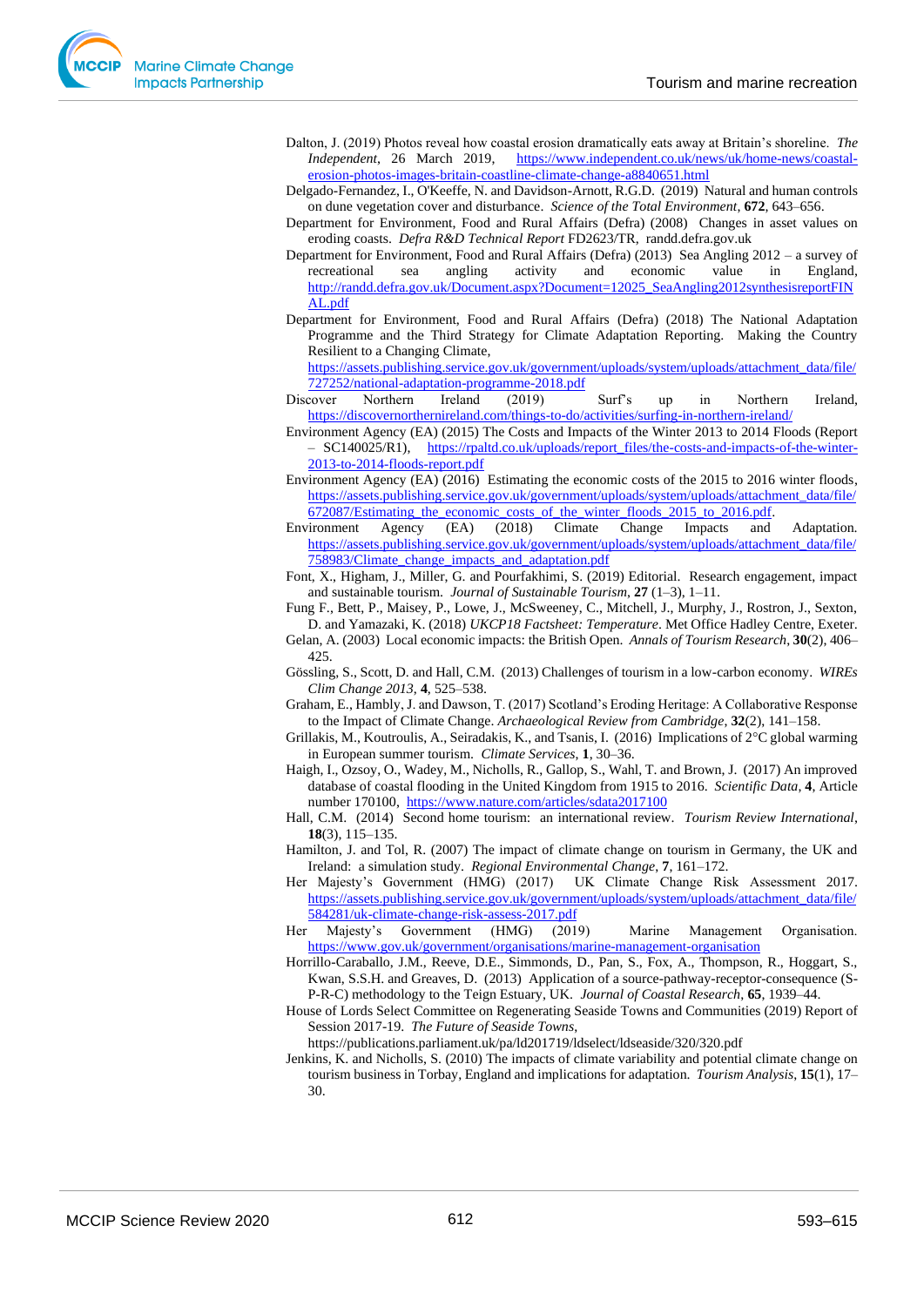Dalton, J. (2019) Photos reveal how coastal erosion dramatically eats away at Britain's shoreline. *The Independent*, 26 March 2019, https://www.independent.co.uk/news/uk/home-news/coastal-erosion-photos-images-britain-coastline-climate-change-a8840651.html

Delgado-Fernandez, I., O'Keeffe, N. and Davidson-Arnott, R.G.D. (2019) Natural and human controls on dune vegetation cover and disturbance. *Science of the Total Environment*, **672**, 643–656.

Department for Environment, Food and Rural Affairs (Defra) (2008) Changes in asset values on eroding coasts. *Defra R&D Technical Report* FD2623/TR, randd.defra.gov.uk

Department for Environment, Food and Rural Affairs (Defra) (2013) Sea Angling 2012 – a survey of recreational sea angling activity and economic value in England, http://randd.defra.gov.uk/Document.aspx?Document=12025_SeaAngling2012synthesisreportFINAL.pdf

Department for Environment, Food and Rural Affairs (Defra) (2018) The National Adaptation Programme and the Third Strategy for Climate Adaptation Reporting. Making the Country Resilient to a Changing Climate, https://assets.publishing.service.gov.uk/government/uploads/system/uploads/attachment_data/file/727252/national-adaptation-programme-2018.pdf

Discover Northern Ireland (2019) Surf's up in Northern Ireland, https://discovernorthernireland.com/things-to-do/activities/surfing-in-northern-ireland/

Environment Agency (EA) (2015) The Costs and Impacts of the Winter 2013 to 2014 Floods (Report – SC140025/R1), https://rpaltd.co.uk/uploads/report_files/the-costs-and-impacts-of-the-winter-2013-to-2014-floods-report.pdf

Environment Agency (EA) (2016) Estimating the economic costs of the 2015 to 2016 winter floods, https://assets.publishing.service.gov.uk/government/uploads/system/uploads/attachment_data/file/672087/Estimating_the_economic_costs_of_the_winter_floods_2015_to_2016.pdf.

Environment Agency (EA) (2018) Climate Change Impacts and Adaptation. https://assets.publishing.service.gov.uk/government/uploads/system/uploads/attachment_data/file/758983/Climate_change_impacts_and_adaptation.pdf

Font, X., Higham, J., Miller, G. and Pourfakhimi, S. (2019) Editorial. Research engagement, impact and sustainable tourism. *Journal of Sustainable Tourism*, **27** (1–3), 1–11.

Fung F., Bett, P., Maisey, P., Lowe, J., McSweeney, C., Mitchell, J., Murphy, J., Rostron, J., Sexton, D. and Yamazaki, K. (2018) *UKCP18 Factsheet: Temperature*. Met Office Hadley Centre, Exeter.

Gelan, A. (2003) Local economic impacts: the British Open. *Annals of Tourism Research*, **30**(2), 406–425.

Gössling, S., Scott, D. and Hall, C.M. (2013) Challenges of tourism in a low-carbon economy. *WIREs Clim Change 2013*, **4**, 525–538.

Graham, E., Hambly, J. and Dawson, T. (2017) Scotland's Eroding Heritage: A Collaborative Response to the Impact of Climate Change. *Archaeological Review from Cambridge*, **32**(2), 141–158.

Grillakis, M., Koutroulis, A., Seiradakis, K., and Tsanis, I. (2016) Implications of 2°C global warming in European summer tourism. *Climate Services*, **1**, 30–36.

Haigh, I., Ozsoy, O., Wadey, M., Nicholls, R., Gallop, S., Wahl, T. and Brown, J. (2017) An improved database of coastal flooding in the United Kingdom from 1915 to 2016. *Scientific Data*, **4**, Article number 170100, https://www.nature.com/articles/sdata2017100

Hall, C.M. (2014) Second home tourism: an international review. *Tourism Review International*, **18**(3), 115–135.

Hamilton, J. and Tol, R. (2007) The impact of climate change on tourism in Germany, the UK and Ireland: a simulation study. *Regional Environmental Change*, **7**, 161–172.

Her Majesty's Government (HMG) (2017) UK Climate Change Risk Assessment 2017. https://assets.publishing.service.gov.uk/government/uploads/system/uploads/attachment_data/file/584281/uk-climate-change-risk-assess-2017.pdf

Her Majesty's Government (HMG) (2019) Marine Management Organisation. https://www.gov.uk/government/organisations/marine-management-organisation

Horrillo-Caraballo, J.M., Reeve, D.E., Simmonds, D., Pan, S., Fox, A., Thompson, R., Hoggart, S., Kwan, S.S.H. and Greaves, D. (2013) Application of a source-pathway-receptor-consequence (S-P-R-C) methodology to the Teign Estuary, UK. *Journal of Coastal Research*, **65**, 1939–44.

House of Lords Select Committee on Regenerating Seaside Towns and Communities (2019) Report of Session 2017-19. *The Future of Seaside Towns*, https://publications.parliament.uk/pa/ld201719/ldselect/ldseaside/320/320.pdf

Jenkins, K. and Nicholls, S. (2010) The impacts of climate variability and potential climate change on tourism business in Torbay, England and implications for adaptation. *Tourism Analysis*, **15**(1), 17–30.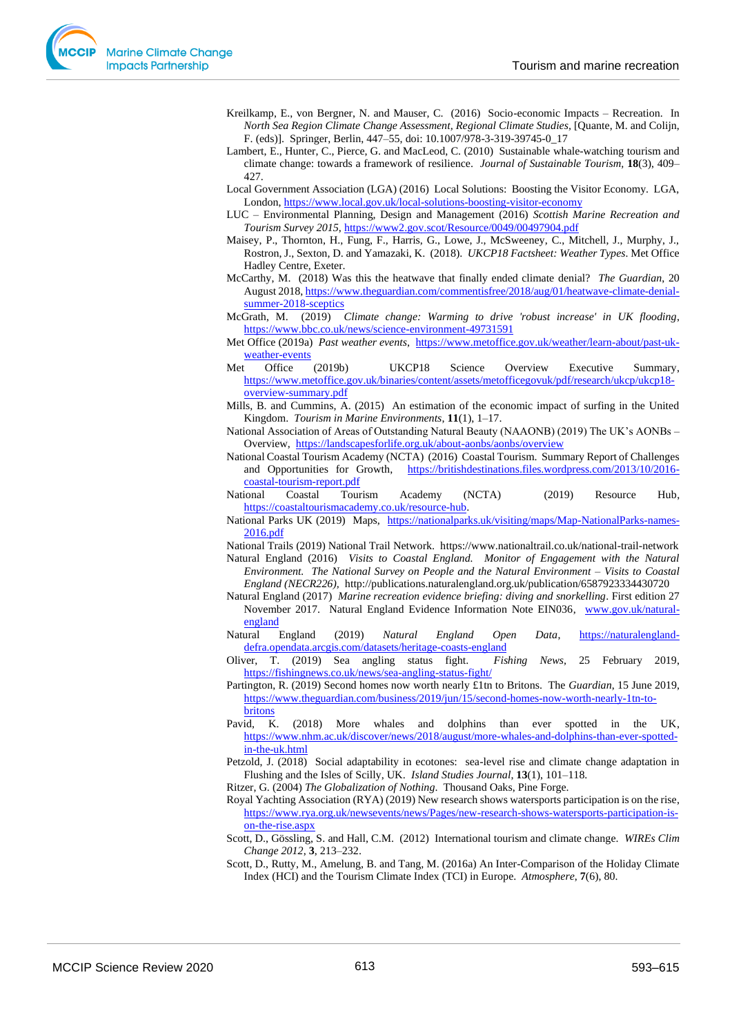Kreilkamp, E., von Bergner, N. and Mauser, C. (2016) Socio-economic Impacts – Recreation. In *North Sea Region Climate Change Assessment, Regional Climate Studies*, [Quante, M. and Colijn, F. (eds)]. Springer, Berlin, 447–55, doi: 10.1007/978-3-319-39745-0_17

Lambert, E., Hunter, C., Pierce, G. and MacLeod, C. (2010) Sustainable whale-watching tourism and climate change: towards a framework of resilience. *Journal of Sustainable Tourism*, **18**(3), 409–427.

Local Government Association (LGA) (2016) Local Solutions: Boosting the Visitor Economy. LGA, London, https://www.local.gov.uk/local-solutions-boosting-visitor-economy

LUC – Environmental Planning, Design and Management (2016) *Scottish Marine Recreation and Tourism Survey 2015*, https://www2.gov.scot/Resource/0049/00497904.pdf

Maisey, P., Thornton, H., Fung, F., Harris, G., Lowe, J., McSweeney, C., Mitchell, J., Murphy, J., Rostron, J., Sexton, D. and Yamazaki, K. (2018). *UKCP18 Factsheet: Weather Types*. Met Office Hadley Centre, Exeter.

McCarthy, M. (2018) Was this the heatwave that finally ended climate denial? *The Guardian*, 20 August 2018, https://www.theguardian.com/commentisfree/2018/aug/01/heatwave-climate-denial-summer-2018-sceptics

McGrath, M. (2019) *Climate change: Warming to drive 'robust increase' in UK flooding*, https://www.bbc.co.uk/news/science-environment-49731591

Met Office (2019a) *Past weather events*, https://www.metoffice.gov.uk/weather/learn-about/past-uk-weather-events

Met Office (2019b) UKCP18 Science Overview Executive Summary, https://www.metoffice.gov.uk/binaries/content/assets/metofficegovuk/pdf/research/ukcp/ukcp18-overview-summary.pdf

Mills, B. and Cummins, A. (2015) An estimation of the economic impact of surfing in the United Kingdom. *Tourism in Marine Environments*, **11**(1), 1–17.

National Association of Areas of Outstanding Natural Beauty (NAAONB) (2019) The UK's AONBs – Overview, https://landscapesforlife.org.uk/about-aonbs/aonbs/overview

National Coastal Tourism Academy (NCTA) (2016) Coastal Tourism. Summary Report of Challenges and Opportunities for Growth, https://britishdestinations.files.wordpress.com/2013/10/2016-coastal-tourism-report.pdf

National Coastal Tourism Academy (NCTA) (2019) Resource Hub, https://coastaltourismacademy.co.uk/resource-hub.

National Parks UK (2019) Maps, https://nationalparks.uk/visiting/maps/Map-NationalParks-names-2016.pdf

National Trails (2019) National Trail Network. https://www.nationaltrail.co.uk/national-trail-network

Natural England (2016) *Visits to Coastal England. Monitor of Engagement with the Natural Environment. The National Survey on People and the Natural Environment – Visits to Coastal England (NECR226)*, http://publications.naturalengland.org.uk/publication/6587923334430720

Natural England (2017) *Marine recreation evidence briefing: diving and snorkelling*. First edition 27 November 2017. Natural England Evidence Information Note EIN036, www.gov.uk/natural-england

Natural England (2019) *Natural England Open Data*, https://naturalengland-defra.opendata.arcgis.com/datasets/heritage-coasts-england

Oliver, T. (2019) Sea angling status fight. *Fishing News*, 25 February 2019, https://fishingnews.co.uk/news/sea-angling-status-fight/

Partington, R. (2019) Second homes now worth nearly £1tn to Britons. The *Guardian*, 15 June 2019, https://www.theguardian.com/business/2019/jun/15/second-homes-now-worth-nearly-1tn-to-britons

Pavid, K. (2018) More whales and dolphins than ever spotted in the UK, https://www.nhm.ac.uk/discover/news/2018/august/more-whales-and-dolphins-than-ever-spotted-in-the-uk.html

Petzold, J. (2018) Social adaptability in ecotones: sea-level rise and climate change adaptation in Flushing and the Isles of Scilly, UK. *Island Studies Journal*, **13**(1), 101–118.

Ritzer, G. (2004) *The Globalization of Nothing*. Thousand Oaks, Pine Forge.

Royal Yachting Association (RYA) (2019) New research shows watersports participation is on the rise, https://www.rya.org.uk/newsevents/news/Pages/new-research-shows-watersports-participation-is-on-the-rise.aspx

Scott, D., Gössling, S. and Hall, C.M. (2012) International tourism and climate change. *WIREs Clim Change 2012*, **3**, 213–232.

Scott, D., Rutty, M., Amelung, B. and Tang, M. (2016a) An Inter-Comparison of the Holiday Climate Index (HCI) and the Tourism Climate Index (TCI) in Europe. *Atmosphere*, **7**(6), 80.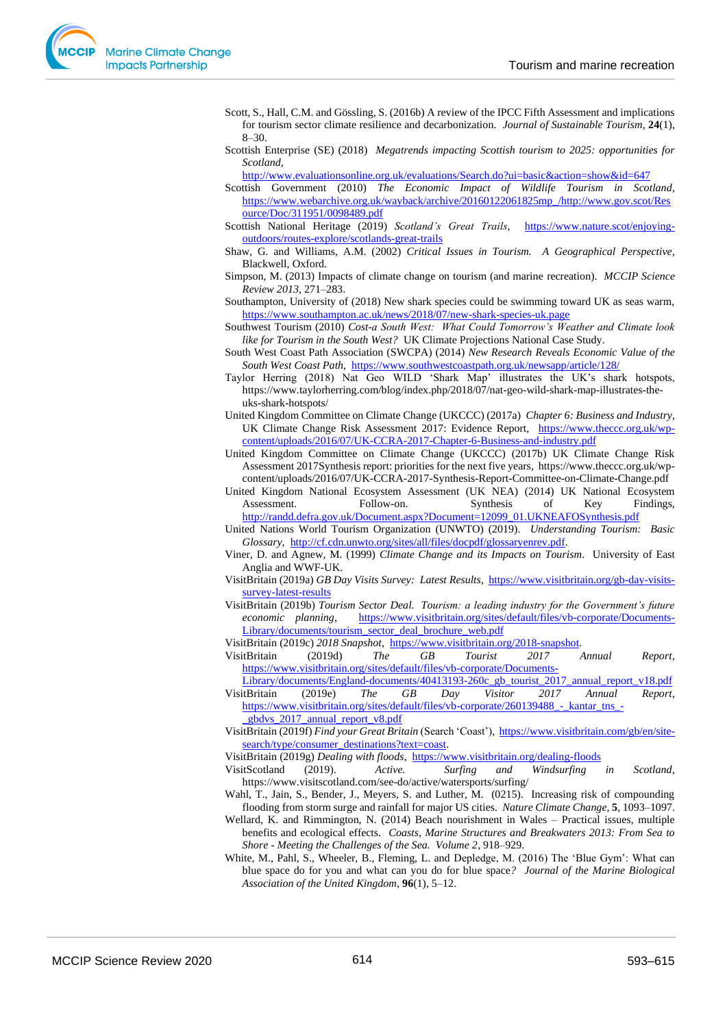Scott, S., Hall, C.M. and Gössling, S. (2016b) A review of the IPCC Fifth Assessment and implications for tourism sector climate resilience and decarbonization. *Journal of Sustainable Tourism*, **24**(1), 8–30.

Scottish Enterprise (SE) (2018) *Megatrends impacting Scottish tourism to 2025: opportunities for Scotland*, http://www.evaluationsonline.org.uk/evaluations/Search.do?ui=basic&action=show&id=647

Scottish Government (2010) *The Economic Impact of Wildlife Tourism in Scotland*, https://www.webarchive.org.uk/wayback/archive/20160122061825mp_/http://www.gov.scot/Resource/Doc/311951/0098489.pdf

Scottish National Heritage (2019) *Scotland's Great Trails*, https://www.nature.scot/enjoying-outdoors/routes-explore/scotlands-great-trails

Shaw, G. and Williams, A.M. (2002) *Critical Issues in Tourism. A Geographical Perspective*, Blackwell, Oxford.

Simpson, M. (2013) Impacts of climate change on tourism (and marine recreation). *MCCIP Science Review 2013*, 271–283.

Southampton, University of (2018) New shark species could be swimming toward UK as seas warm, https://www.southampton.ac.uk/news/2018/07/new-shark-species-uk.page

Southwest Tourism (2010) *Cost-a South West: What Could Tomorrow's Weather and Climate look like for Tourism in the South West?* UK Climate Projections National Case Study.

South West Coast Path Association (SWCPA) (2014) *New Research Reveals Economic Value of the South West Coast Path*, https://www.southwestcoastpath.org.uk/newsapp/article/128/

Taylor Herring (2018) Nat Geo WILD 'Shark Map' illustrates the UK's shark hotspots, https://www.taylorherring.com/blog/index.php/2018/07/nat-geo-wild-shark-map-illustrates-the-uks-shark-hotspots/

United Kingdom Committee on Climate Change (UKCCC) (2017a) *Chapter 6: Business and Industry*, UK Climate Change Risk Assessment 2017: Evidence Report, https://www.theccc.org.uk/wp-content/uploads/2016/07/UK-CCRA-2017-Chapter-6-Business-and-industry.pdf

United Kingdom Committee on Climate Change (UKCCC) (2017b) UK Climate Change Risk Assessment 2017Synthesis report: priorities for the next five years, https://www.theccc.org.uk/wp-content/uploads/2016/07/UK-CCRA-2017-Synthesis-Report-Committee-on-Climate-Change.pdf

United Kingdom National Ecosystem Assessment (UK NEA) (2014) UK National Ecosystem Assessment. Follow-on. Synthesis of Key Findings, http://randd.defra.gov.uk/Document.aspx?Document=12099_01.UKNEAFOSynthesis.pdf

United Nations World Tourism Organization (UNWTO) (2019). *Understanding Tourism: Basic Glossary*, http://cf.cdn.unwto.org/sites/all/files/docpdf/glossaryenrev.pdf.

Viner, D. and Agnew, M. (1999) *Climate Change and its Impacts on Tourism*. University of East Anglia and WWF-UK.

VisitBritain (2019a) *GB Day Visits Survey: Latest Results*, https://www.visitbritain.org/gb-day-visits-survey-latest-results

VisitBritain (2019b) *Tourism Sector Deal. Tourism: a leading industry for the Government's future economic planning*, https://www.visitbritain.org/sites/default/files/vb-corporate/Documents-Library/documents/tourism_sector_deal_brochure_web.pdf

VisitBritain (2019c) *2018 Snapshot*, https://www.visitbritain.org/2018-snapshot.

VisitBritain (2019d) *The GB Tourist 2017 Annual Report*, https://www.visitbritain.org/sites/default/files/vb-corporate/Documents-Library/documents/England-documents/40413193-260c_gb_tourist_2017_annual_report_v18.pdf

VisitBritain (2019e) *The GB Day Visitor 2017 Annual Report*, https://www.visitbritain.org/sites/default/files/vb-corporate/260139488_-_kantar_tns_-_gbdvs_2017_annual_report_v8.pdf

VisitBritain (2019f) *Find your Great Britain* (Search 'Coast'), https://www.visitbritain.com/gb/en/site-search/type/consumer_destinations?text=coast.

VisitBritain (2019g) *Dealing with floods*, https://www.visitbritain.org/dealing-floods

VisitScotland (2019). *Active. Surfing and Windsurfing in Scotland*, https://www.visitscotland.com/see-do/active/watersports/surfing/

Wahl, T., Jain, S., Bender, J., Meyers, S. and Luther, M. (0215). Increasing risk of compounding flooding from storm surge and rainfall for major US cities. *Nature Climate Change*, **5**, 1093–1097.

Wellard, K. and Rimmington, N. (2014) Beach nourishment in Wales – Practical issues, multiple benefits and ecological effects. *Coasts, Marine Structures and Breakwaters 2013: From Sea to Shore - Meeting the Challenges of the Sea. Volume 2*, 918–929.

White, M., Pahl, S., Wheeler, B., Fleming, L. and Depledge, M. (2016) The 'Blue Gym': What can blue space do for you and what can you do for blue space? *Journal of the Marine Biological Association of the United Kingdom*, **96**(1), 5–12.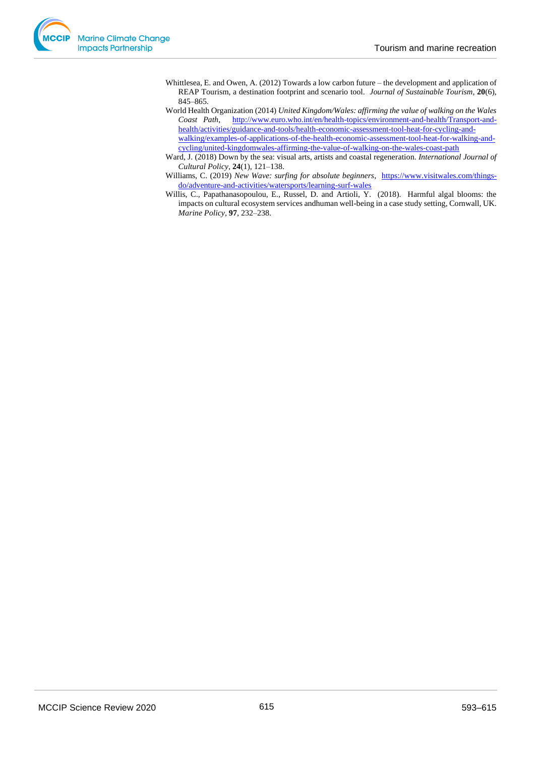Whittlesea, E. and Owen, A. (2012) Towards a low carbon future – the development and application of REAP Tourism, a destination footprint and scenario tool. *Journal of Sustainable Tourism*, **20**(6), 845–865.

World Health Organization (2014) *United Kingdom/Wales: affirming the value of walking on the Wales Coast Path*, http://www.euro.who.int/en/health-topics/environment-and-health/Transport-and-health/activities/guidance-and-tools/health-economic-assessment-tool-heat-for-cycling-and-walking/examples-of-applications-of-the-health-economic-assessment-tool-heat-for-walking-and-cycling/united-kingdomwales-affirming-the-value-of-walking-on-the-wales-coast-path

Ward, J. (2018) Down by the sea: visual arts, artists and coastal regeneration. *International Journal of Cultural Policy*, **24**(1), 121–138.

Williams, C. (2019) *New Wave: surfing for absolute beginners*, https://www.visitwales.com/things-do/adventure-and-activities/watersports/learning-surf-wales

Willis, C., Papathanasopoulou, E., Russel, D. and Artioli, Y. (2018). Harmful algal blooms: the impacts on cultural ecosystem services andhuman well-being in a case study setting, Cornwall, UK. *Marine Policy*, **97**, 232–238.